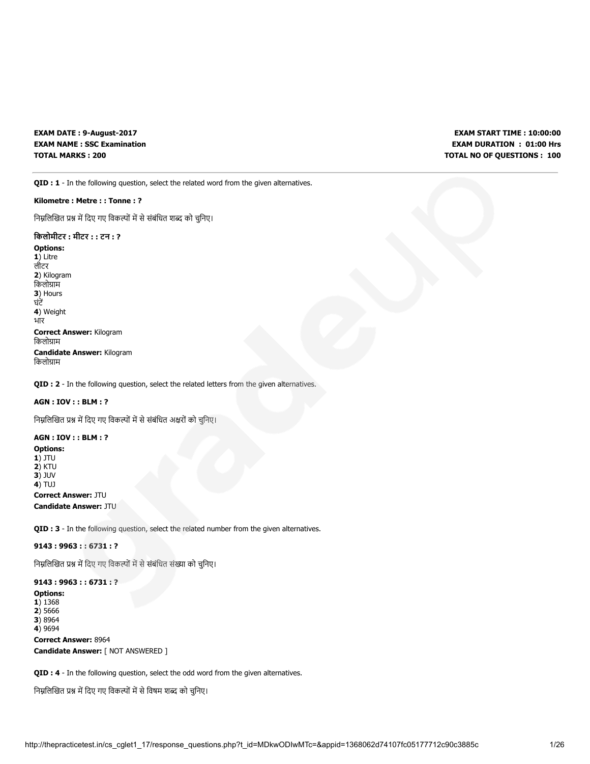**EXAM DATE : 9-August-2017**
**EXAM NAME : SSC Examination**
**TOTAL MARKS : 200**

**EXAM START TIME : 10:00:00**
**EXAM DURATION : 01:00 Hrs**
**TOTAL NO OF QUESTIONS : 100**

---

**QID : 1** - In the following question, select the related word from the given alternatives.

**Kilometre : Metre : : Tonne : ?**

निम्नलिखित प्रश्न में दिए गए विकल्पों में से संबंधित शब्द को चुनिए।

**किलोमीटर : मीटर : : टन : ?**

**Options:**
**1**) Litre
लीटर
**2**) Kilogram
किलोग्राम
**3**) Hours
घंटे
**4**) Weight
भार

**Correct Answer:** Kilogram
किलोग्राम
**Candidate Answer:** Kilogram
किलोग्राम

**QID : 2** - In the following question, select the related letters from the given alternatives.

**AGN : IOV : : BLM : ?**

निम्नलिखित प्रश्न में दिए गए विकल्पों में से संबंधित अक्षरों को चुनिए।

**AGN : IOV : : BLM : ?**

**Options:**
**1**) JTU
**2**) KTU
**3**) JUV
**4**) TUJ

**Correct Answer:** JTU
**Candidate Answer:** JTU

**QID : 3** - In the following question, select the related number from the given alternatives.

**9143 : 9963 : : 6731 : ?**

निम्नलिखित प्रश्न में दिए गए विकल्पों में से संबंधित संख्या को चुनिए।

**9143 : 9963 : : 6731 : ?**

**Options:**
**1**) 1368
**2**) 5666
**3**) 8964
**4**) 9694

**Correct Answer:** 8964
**Candidate Answer:** [ NOT ANSWERED ]

**QID : 4** - In the following question, select the odd word from the given alternatives.

निम्नलिखित प्रश्न में दिए गए विकल्पों में से विषम शब्द को चुनिए।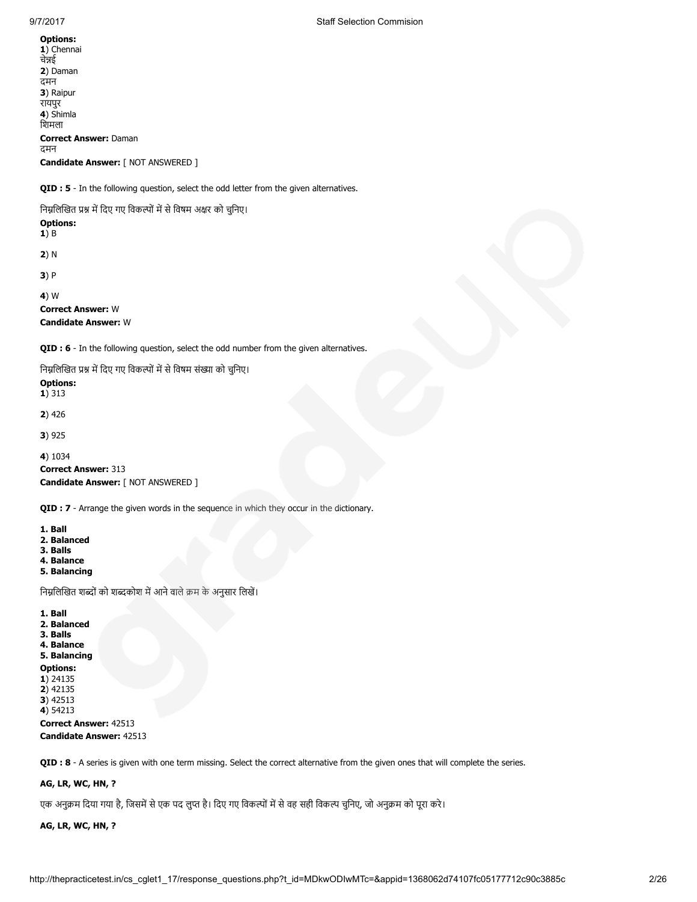**Options:**
**1**) Chennai
चेन्नई
**2**) Daman
दमन
**3**) Raipur
रायपुर
**4**) Shimla
शिमला
**Correct Answer:** Daman
दमन
**Candidate Answer:** [ NOT ANSWERED ]

**QID : 5** - In the following question, select the odd letter from the given alternatives.

निम्नलिखित प्रश्न में दिए गए विकल्पों में से विषम अक्षर को चुनिए।
**Options:**
**1**) B

**2**) N

**3**) P

**4**) W
**Correct Answer:** W
**Candidate Answer:** W

**QID : 6** - In the following question, select the odd number from the given alternatives.

निम्नलिखित प्रश्न में दिए गए विकल्पों में से विषम संख्या को चुनिए।
**Options:**
**1**) 313

**2**) 426

**3**) 925

**4**) 1034
**Correct Answer:** 313
**Candidate Answer:** [ NOT ANSWERED ]

**QID : 7** - Arrange the given words in the sequence in which they occur in the dictionary.

**1. Ball**
**2. Balanced**
**3. Balls**
**4. Balance**
**5. Balancing**

निम्नलिखित शब्दों को शब्दकोश में आने वाले क्रम के अनुसार लिखें।

**1. Ball**
**2. Balanced**
**3. Balls**
**4. Balance**
**5. Balancing**
**Options:**
**1**) 24135
**2**) 42135
**3**) 42513
**4**) 54213
**Correct Answer:** 42513
**Candidate Answer:** 42513

**QID : 8** - A series is given with one term missing. Select the correct alternative from the given ones that will complete the series.

**AG, LR, WC, HN, ?**

एक अनुक्रम दिया गया है, जिसमें से एक पद लुप्त है। दिए गए विकल्पों में से वह सही विकल्प चुनिए, जो अनुक्रम को पूरा करे।

**AG, LR, WC, HN, ?**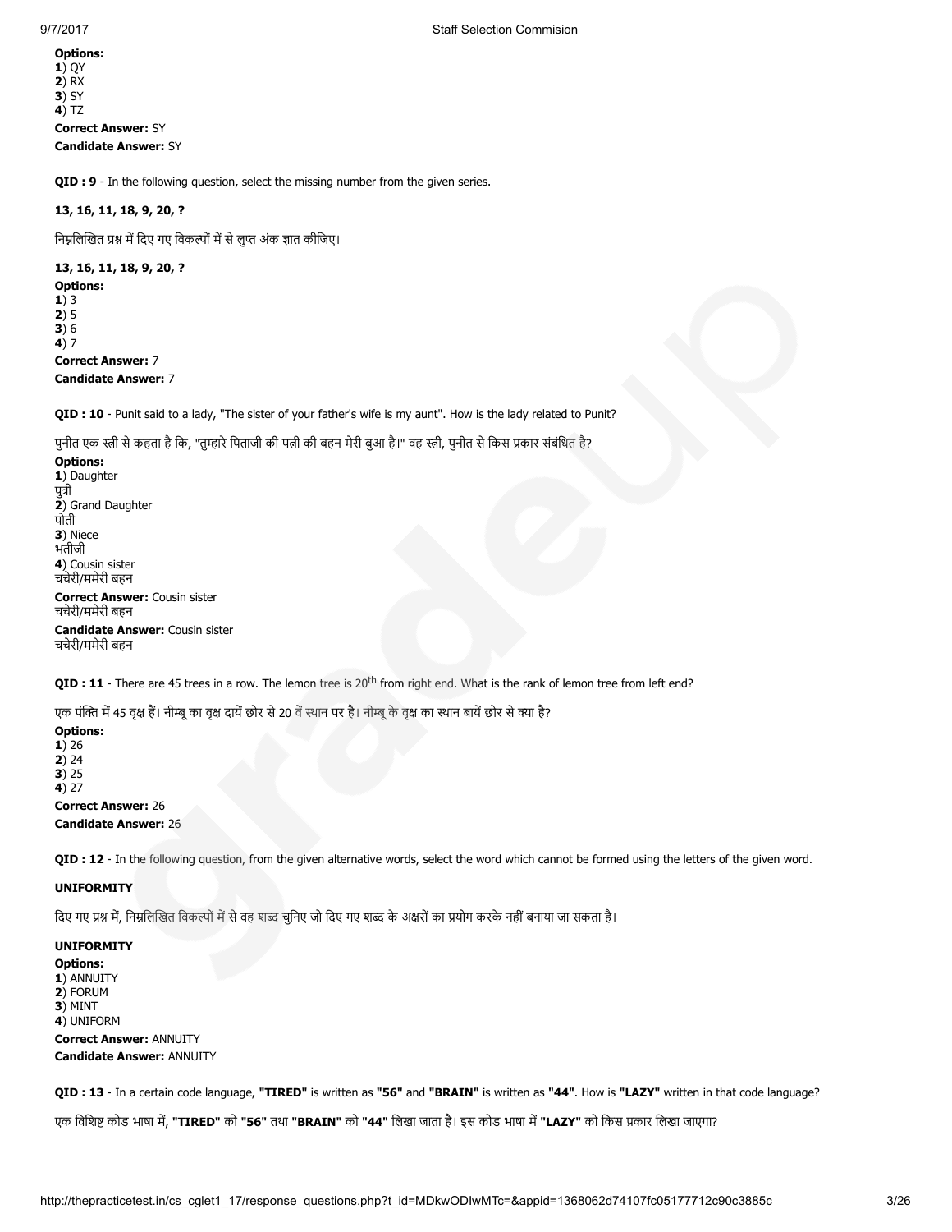**Options:**
**1**) QY
**2**) RX
**3**) SY
**4**) TZ

**Correct Answer:** SY

**Candidate Answer:** SY

**QID : 9** - In the following question, select the missing number from the given series.

**13, 16, 11, 18, 9, 20, ?**

निम्नलिखित प्रश्न में दिए गए विकल्पों में से लुप्त अंक ज्ञात कीजिए।

**13, 16, 11, 18, 9, 20, ?**

**Options:**
**1**) 3
**2**) 5
**3**) 6
**4**) 7

**Correct Answer:** 7

**Candidate Answer:** 7

**QID : 10** - Punit said to a lady, "The sister of your father's wife is my aunt". How is the lady related to Punit?

पुनीत एक स्त्री से कहता है कि, "तुम्हारे पिताजी की पत्नी की बहन मेरी बुआ है।" वह स्त्री, पुनीत से किस प्रकार संबंधित है?

**Options:**
**1**) Daughter
पुत्री
**2**) Grand Daughter
पोती
**3**) Niece
भतीजी
**4**) Cousin sister
चचेरी/ममेरी बहन

**Correct Answer:** Cousin sister
चचेरी/ममेरी बहन

**Candidate Answer:** Cousin sister
चचेरी/ममेरी बहन

**QID : 11** - There are 45 trees in a row. The lemon tree is 20th from right end. What is the rank of lemon tree from left end?

एक पंक्ति में 45 वृक्ष हैं। नीम्बू का वृक्ष दायें छोर से 20 वें स्थान पर है। नीम्बू के वृक्ष का स्थान बायें छोर से क्या है?

**Options:**
**1**) 26
**2**) 24
**3**) 25
**4**) 27

**Correct Answer:** 26

**Candidate Answer:** 26

**QID : 12** - In the following question, from the given alternative words, select the word which cannot be formed using the letters of the given word.

**UNIFORMITY**

दिए गए प्रश्न में, निम्नलिखित विकल्पों में से वह शब्द चुनिए जो दिए गए शब्द के अक्षरों का प्रयोग करके नहीं बनाया जा सकता है।

**UNIFORMITY**

**Options:**
**1**) ANNUITY
**2**) FORUM
**3**) MINT
**4**) UNIFORM

**Correct Answer:** ANNUITY

**Candidate Answer:** ANNUITY

**QID : 13** - In a certain code language, **"TIRED"** is written as **"56"** and **"BRAIN"** is written as **"44"**. How is **"LAZY"** written in that code language?

एक विशिष्ट कोड भाषा में, **"TIRED"** को **"56"** तथा **"BRAIN"** को **"44"** लिखा जाता है। इस कोड भाषा में **"LAZY"** को किस प्रकार लिखा जाएगा?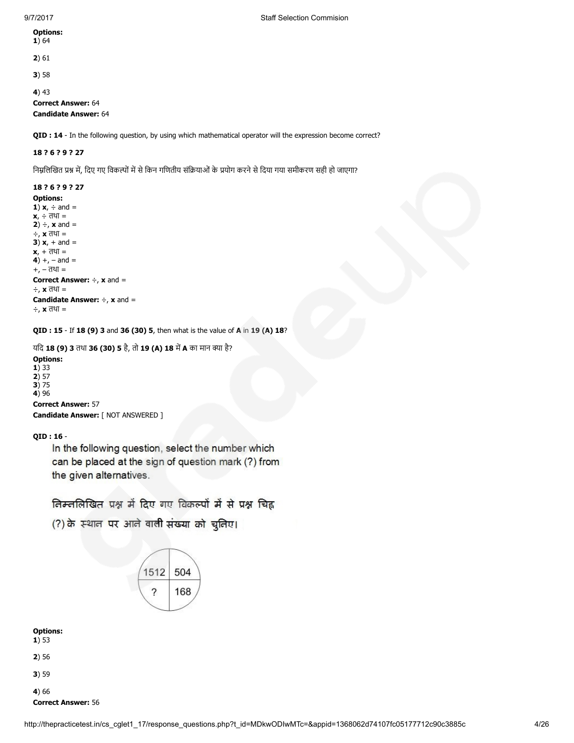**Options:**
**1**) 64

**2**) 61

**3**) 58

**4**) 43

**Correct Answer:** 64
**Candidate Answer:** 64

**QID : 14** - In the following question, by using which mathematical operator will the expression become correct?

**18 ? 6 ? 9 ? 27**

निम्नलिखित प्रश्न में, दिए गए विकल्पों में से किन गणितीय संक्रियाओं के प्रयोग करने से दिया गया समीकरण सही हो जाएगा?

**18 ? 6 ? 9 ? 27**

**Options:**
**1**) **x**, ÷ and =
**x**, ÷ तथा =
**2**) ÷, **x** and =
÷, **x** तथा =
**3**) **x**, + and =
**x**, + तथा =
**4**) +, – and =
+, – तथा =
**Correct Answer:** ÷, **x** and =
÷, **x** तथा =
**Candidate Answer:** ÷, **x** and =
÷, **x** तथा =

**QID : 15** - If **18 (9) 3** and **36 (30) 5**, then what is the value of **A** in **19 (A) 18**?

यदि **18 (9) 3** तथा **36 (30) 5** है, तो **19 (A) 18** में **A** का मान क्या है?

**Options:**
**1**) 33
**2**) 57
**3**) 75
**4**) 96
**Correct Answer:** 57
**Candidate Answer:** [ NOT ANSWERED ]

**QID : 16** -

In the following question, select the number which can be placed at the sign of question mark (?) from the given alternatives.

निम्नलिखित प्रश्न में दिए गए विकल्पों में से प्रश्न चिह्न (?) के स्थान पर आने वाली संख्या को चुनिए।

| 1512 | 504 |
| --- | --- |
| ? | 168 |

**Options:**
**1**) 53

**2**) 56

**3**) 59

**4**) 66

**Correct Answer:** 56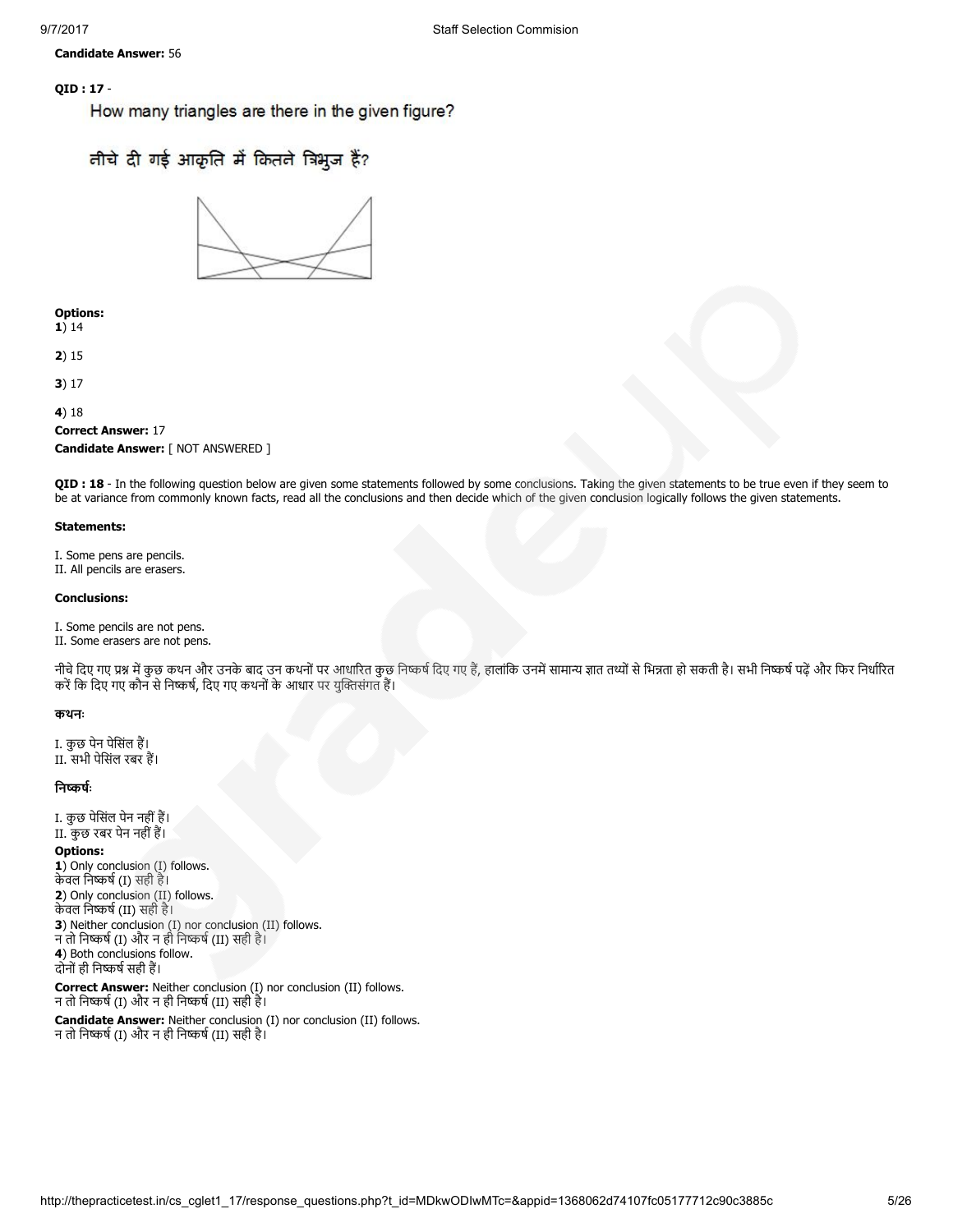**Candidate Answer:** 56

**QID : 17** -

How many triangles are there in the given figure?

नीचे दी गई आकृति में कितने त्रिभुज हैं?

**Options:**

**1**) 14

**2**) 15

**3**) 17

**4**) 18

**Correct Answer:** 17

**Candidate Answer:** [ NOT ANSWERED ]

**QID : 18** - In the following question below are given some statements followed by some conclusions. Taking the given statements to be true even if they seem to be at variance from commonly known facts, read all the conclusions and then decide which of the given conclusion logically follows the given statements.

**Statements:**

I. Some pens are pencils.
II. All pencils are erasers.

**Conclusions:**

I. Some pencils are not pens.
II. Some erasers are not pens.

नीचे दिए गए प्रश्न में कुछ कथन और उनके बाद उन कथनों पर आधारित कुछ निष्कर्ष दिए गए हैं, हालांकि उनमें सामान्य ज्ञात तथ्यों से भिन्नता हो सकती है। सभी निष्कर्ष पढ़ें और फिर निर्धारित करें कि दिए गए कौन से निष्कर्ष, दिए गए कथनों के आधार पर युक्तिसंगत हैं।

**कथन:**

I. कुछ पेन पेंसिल हैं।
II. सभी पेंसिल रबर हैं।

**निष्कर्ष:**

I. कुछ पेंसिल पेन नहीं हैं।
II. कुछ रबर पेन नहीं हैं।

**Options:**

**1**) Only conclusion (I) follows.
केवल निष्कर्ष (I) सही है।

**2**) Only conclusion (II) follows.
केवल निष्कर्ष (II) सही है।

**3**) Neither conclusion (I) nor conclusion (II) follows.
न तो निष्कर्ष (I) और न ही निष्कर्ष (II) सही है।

**4**) Both conclusions follow.
दोनों ही निष्कर्ष सही हैं।

**Correct Answer:** Neither conclusion (I) nor conclusion (II) follows.
न तो निष्कर्ष (I) और न ही निष्कर्ष (II) सही है।

**Candidate Answer:** Neither conclusion (I) nor conclusion (II) follows.
न तो निष्कर्ष (I) और न ही निष्कर्ष (II) सही है।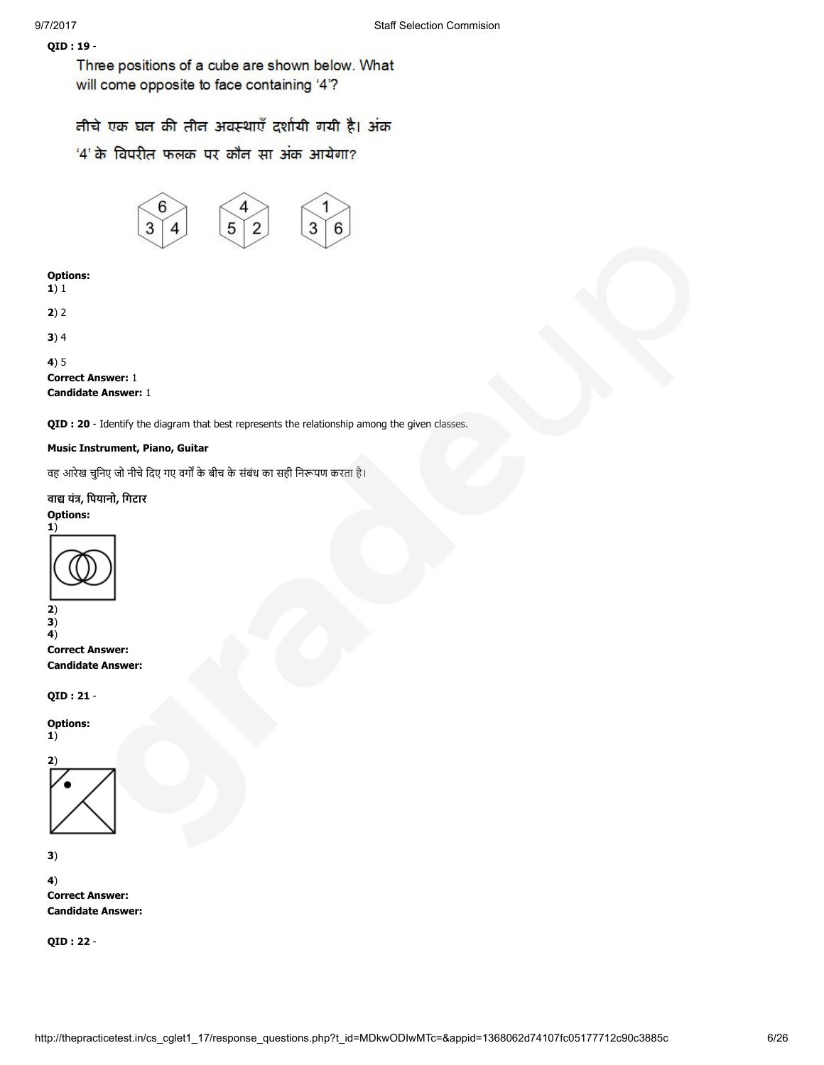**QID : 19** -

Three positions of a cube are shown below. What will come opposite to face containing '4'?

नीचे एक घन की तीन अवस्थाएँ दर्शायी गयी है। अंक '4' के विपरीत फलक पर कौन सा अंक आयेगा?

**Options:**

**1**) 1

**2**) 2

**3**) 4

**4**) 5

**Correct Answer:** 1

**Candidate Answer:** 1

**QID : 20** - Identify the diagram that best represents the relationship among the given classes.

**Music Instrument, Piano, Guitar**

वह आरेख चुनिए जो नीचे दिए गए वर्गों के बीच के संबंध का सही निरूपण करता है।

**वाद्य यंत्र, पियानो, गिटार**

**Options:**

**1**)

**2**)

**3**)

**4**)

**Correct Answer:**

**Candidate Answer:**

**QID : 21** -

**Options:**

**1**)

**2**)

**3**)

**4**)

**Correct Answer:**

**Candidate Answer:**

**QID : 22** -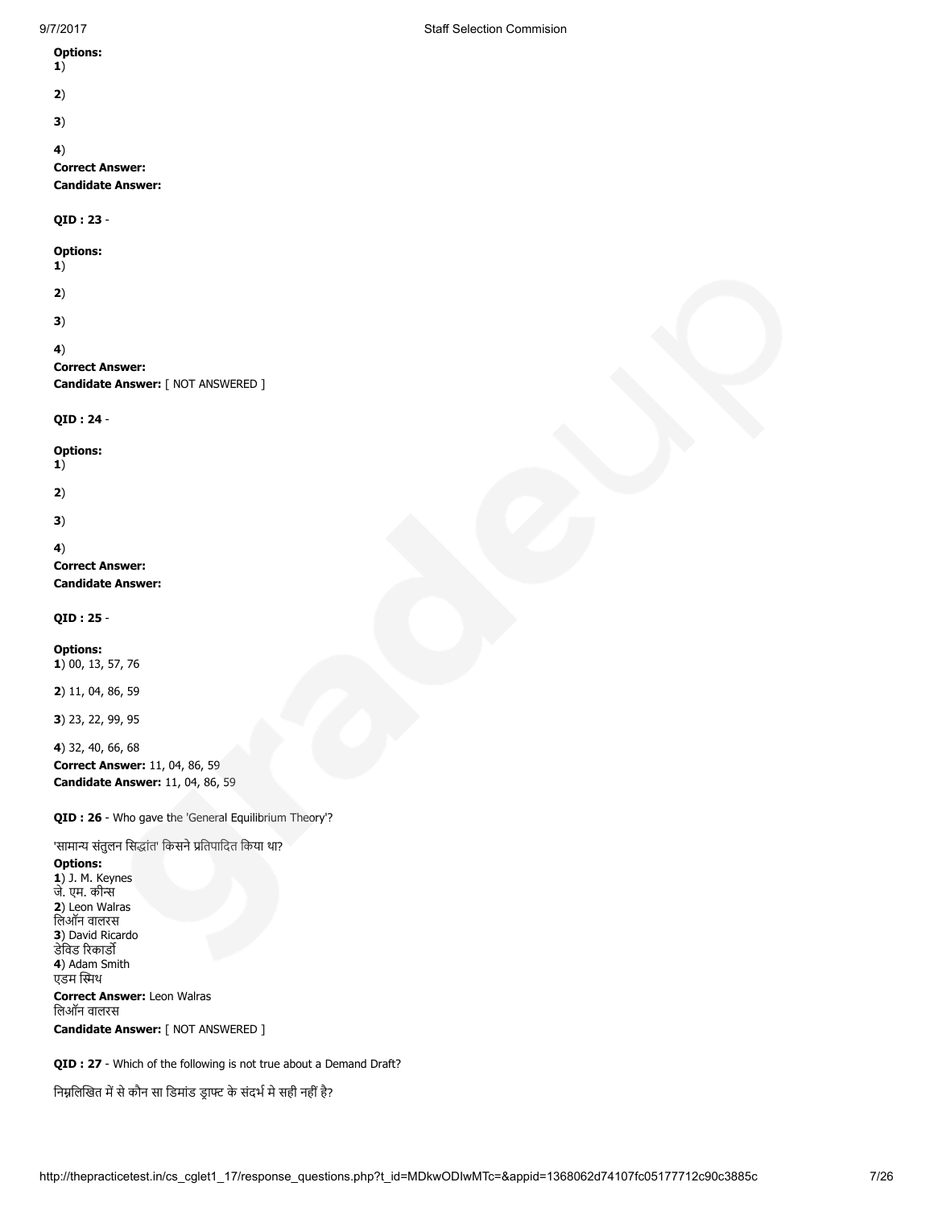**Options:**
**1**)

**2**)

**3**)

**4**)
**Correct Answer:**
**Candidate Answer:**

**QID : 23** -

**Options:**
**1**)

**2**)

**3**)

**4**)
**Correct Answer:**
**Candidate Answer:** [ NOT ANSWERED ]

**QID : 24** -

**Options:**
**1**)

**2**)

**3**)

**4**)
**Correct Answer:**
**Candidate Answer:**

**QID : 25** -

**Options:**
**1**) 00, 13, 57, 76

**2**) 11, 04, 86, 59

**3**) 23, 22, 99, 95

**4**) 32, 40, 66, 68
**Correct Answer:** 11, 04, 86, 59
**Candidate Answer:** 11, 04, 86, 59

**QID : 26** - Who gave the 'General Equilibrium Theory'?

'सामान्य संतुलन सिद्धांत' किसने प्रतिपादित किया था?
**Options:**
**1**) J. M. Keynes
जे. एम. कीन्स
**2**) Leon Walras
लिऑन वालरस
**3**) David Ricardo
डेविड रिकार्डो
**4**) Adam Smith
एडम स्मिथ
**Correct Answer:** Leon Walras
लिऑन वालरस
**Candidate Answer:** [ NOT ANSWERED ]

**QID : 27** - Which of the following is not true about a Demand Draft?

निम्नलिखित में से कौन सा डिमांड ड्राफ्ट के संदर्भ मे सही नहीं है?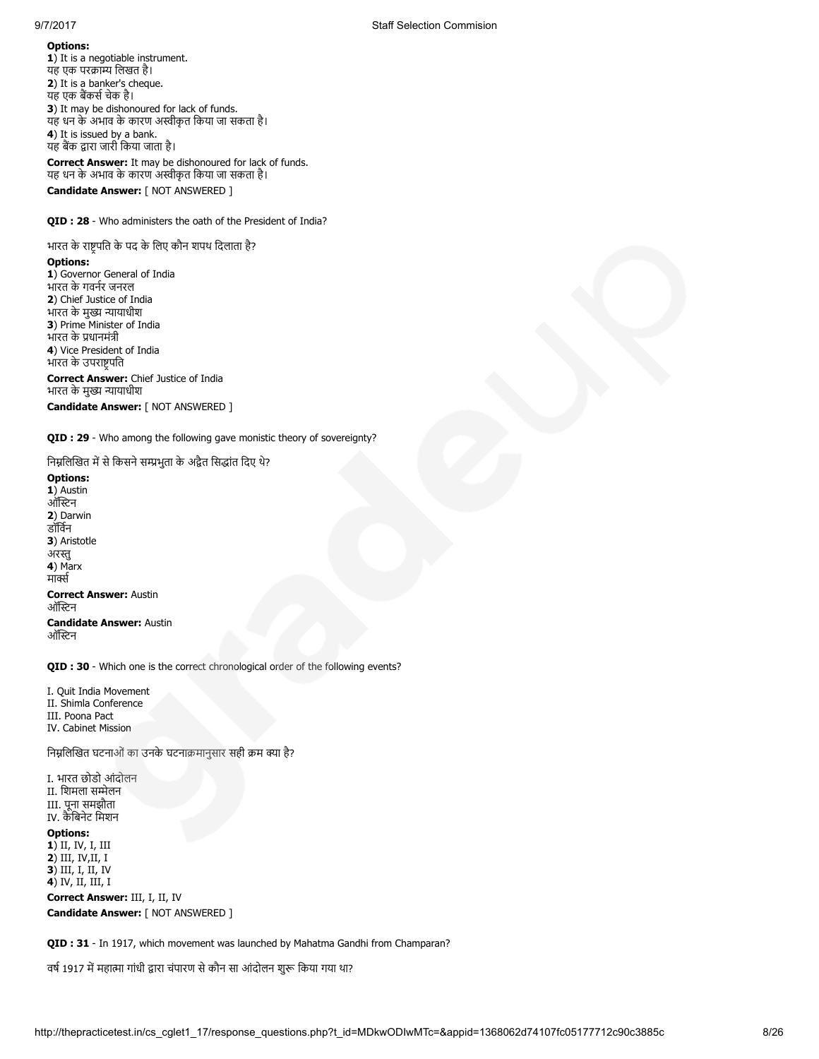**Options:**
**1**) It is a negotiable instrument.
यह एक परक्राम्य लिखत है।
**2**) It is a banker's cheque.
यह एक बैंकर्स चेक है।
**3**) It may be dishonoured for lack of funds.
यह धन के अभाव के कारण अस्वीकृत किया जा सकता है।
**4**) It is issued by a bank.
यह बैंक द्वारा जारी किया जाता है।

**Correct Answer:** It may be dishonoured for lack of funds.
यह धन के अभाव के कारण अस्वीकृत किया जा सकता है।

**Candidate Answer:** [ NOT ANSWERED ]

**QID : 28** - Who administers the oath of the President of India?

भारत के राष्ट्रपति के पद के लिए कौन शपथ दिलाता है?

**Options:**
**1**) Governor General of India
भारत के गवर्नर जनरल
**2**) Chief Justice of India
भारत के मुख्य न्यायाधीश
**3**) Prime Minister of India
भारत के प्रधानमंत्री
**4**) Vice President of India
भारत के उपराष्ट्रपति

**Correct Answer:** Chief Justice of India
भारत के मुख्य न्यायाधीश

**Candidate Answer:** [ NOT ANSWERED ]

**QID : 29** - Who among the following gave monistic theory of sovereignty?

निम्नलिखित में से किसने सम्प्रभुता के अद्वैत सिद्धांत दिए थे?

**Options:**
**1**) Austin
ऑस्टिन
**2**) Darwin
डॉर्विन
**3**) Aristotle
अरस्तु
**4**) Marx
मार्क्स

**Correct Answer:** Austin
ऑस्टिन

**Candidate Answer:** Austin
ऑस्टिन

**QID : 30** - Which one is the correct chronological order of the following events?

I. Quit India Movement
II. Shimla Conference
III. Poona Pact
IV. Cabinet Mission

निम्नलिखित घटनाओं का उनके घटनाक्रमानुसार सही क्रम क्या है?

I. भारत छोडो आंदोलन
II. शिमला सम्मेलन
III. पूना समझौता
IV. कैबिनेट मिशन

**Options:**
**1**) II, IV, I, III
**2**) III, IV,II, I
**3**) III, I, II, IV
**4**) IV, II, III, I

**Correct Answer:** III, I, II, IV

**Candidate Answer:** [ NOT ANSWERED ]

**QID : 31** - In 1917, which movement was launched by Mahatma Gandhi from Champaran?

वर्ष 1917 में महात्मा गांधी द्वारा चंपारण से कौन सा आंदोलन शुरू किया गया था?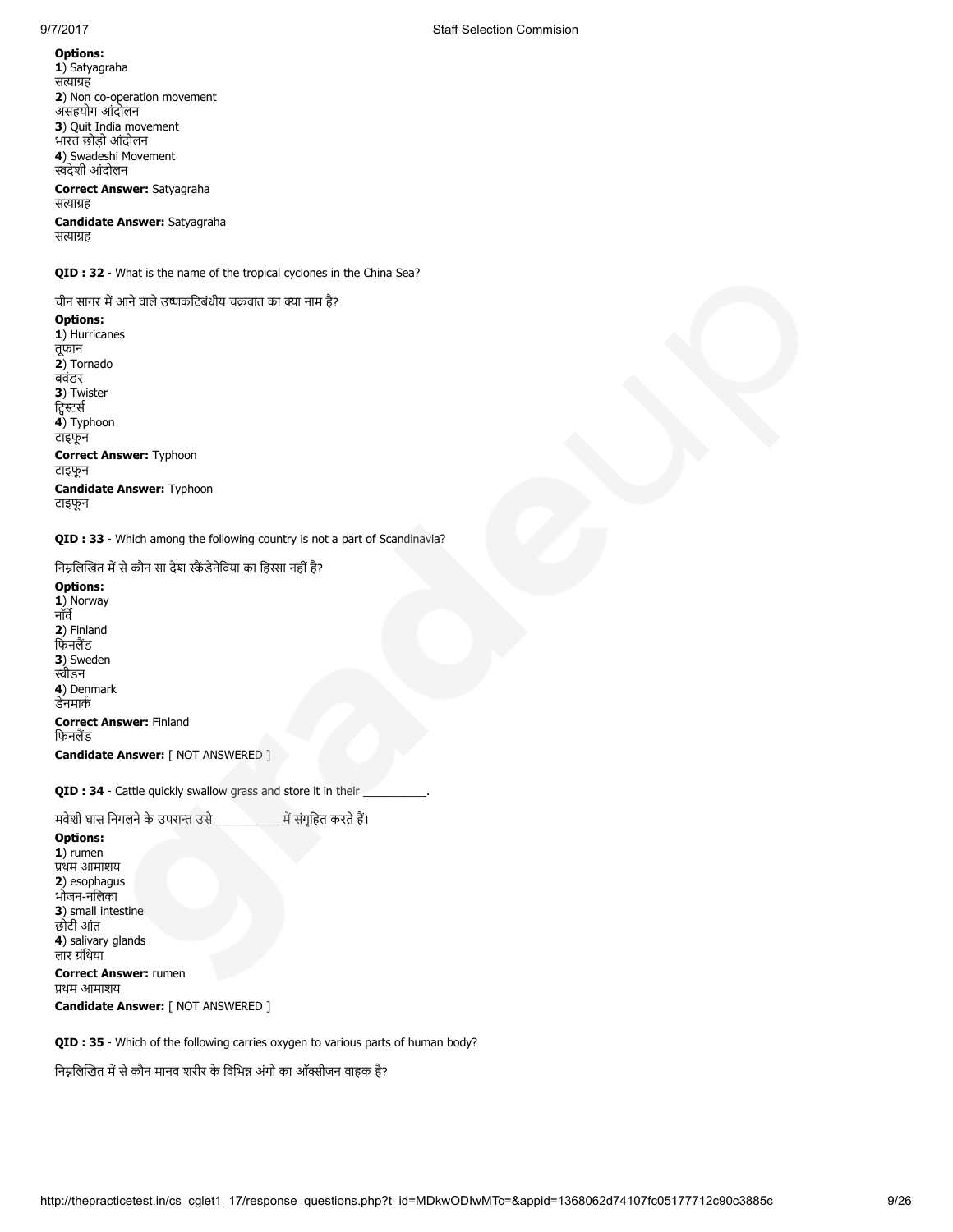**Options:**
**1**) Satyagraha
सत्याग्रह
**2**) Non co-operation movement
असहयोग आंदोलन
**3**) Quit India movement
भारत छोड़ो आंदोलन
**4**) Swadeshi Movement
स्वदेशी आंदोलन

**Correct Answer:** Satyagraha
सत्याग्रह

**Candidate Answer:** Satyagraha
सत्याग्रह

**QID : 32** - What is the name of the tropical cyclones in the China Sea?

चीन सागर में आने वाले उष्णकटिबंधीय चक्रवात का क्या नाम है?

**Options:**
**1**) Hurricanes
तूफान
**2**) Tornado
बवंडर
**3**) Twister
ट्विस्टर्स
**4**) Typhoon
टाइफून

**Correct Answer:** Typhoon
टाइफून

**Candidate Answer:** Typhoon
टाइफून

**QID : 33** - Which among the following country is not a part of Scandinavia?

निम्नलिखित में से कौन सा देश स्कैंडेनेविया का हिस्सा नहीं है?

**Options:**
**1**) Norway
नॉर्वे
**2**) Finland
फिनलैंड
**3**) Sweden
स्वीडन
**4**) Denmark
डेनमार्क

**Correct Answer:** Finland
फिनलैंड

**Candidate Answer:** [ NOT ANSWERED ]

**QID : 34** - Cattle quickly swallow grass and store it in their __________.

मवेशी घास निगलने के उपरान्त उसे __________ में संगृहित करते हैं।

**Options:**
**1**) rumen
प्रथम आमाशय
**2**) esophagus
भोजन-नलिका
**3**) small intestine
छोटी आंत
**4**) salivary glands
लार ग्रंथिया

**Correct Answer:** rumen
प्रथम आमाशय

**Candidate Answer:** [ NOT ANSWERED ]

**QID : 35** - Which of the following carries oxygen to various parts of human body?

निम्नलिखित में से कौन मानव शरीर के विभिन्न अंगो का ऑक्सीजन वाहक है?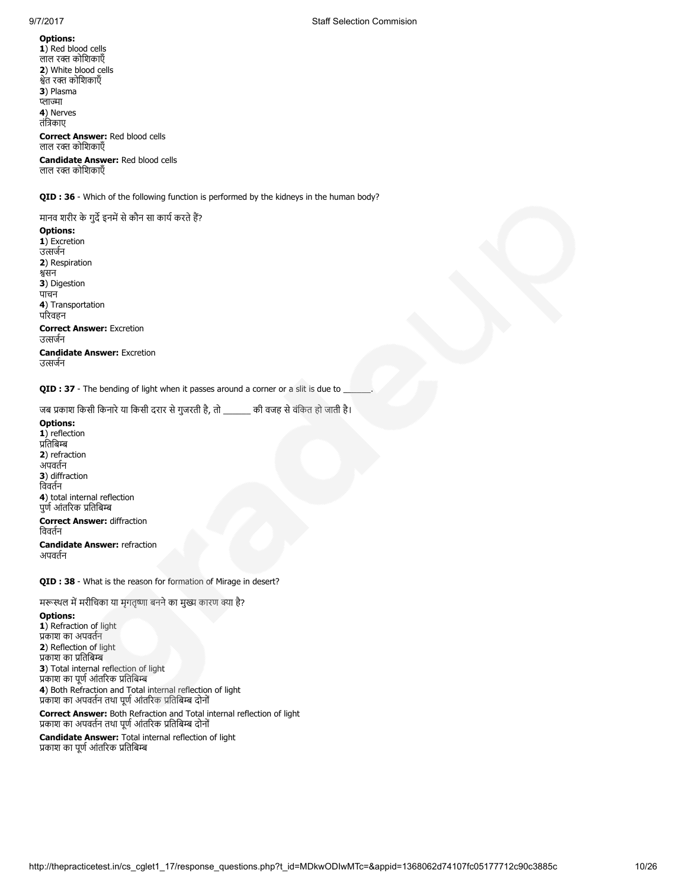**Options:**
**1**) Red blood cells
लाल रक्त कोशिकाएँ
**2**) White blood cells
श्वेत रक्त कोशिकाएँ
**3**) Plasma
प्लाज्मा
**4**) Nerves
तंत्रिकाए

**Correct Answer:** Red blood cells
लाल रक्त कोशिकाएँ

**Candidate Answer:** Red blood cells
लाल रक्त कोशिकाएँ

**QID : 36** - Which of the following function is performed by the kidneys in the human body?

मानव शरीर के गुर्दे इनमें से कौन सा कार्य करते हैं?

**Options:**
**1**) Excretion
उत्सर्जन
**2**) Respiration
श्वसन
**3**) Digestion
पाचन
**4**) Transportation
परिवहन

**Correct Answer:** Excretion
उत्सर्जन

**Candidate Answer:** Excretion
उत्सर्जन

**QID : 37** - The bending of light when it passes around a corner or a slit is due to ______.

जब प्रकाश किसी किनारे या किसी दरार से गुजरती है, तो ______ की वजह से वंकित हो जाती है।

**Options:**
**1**) reflection
प्रतिबिम्ब
**2**) refraction
अपवर्तन
**3**) diffraction
विवर्तन
**4**) total internal reflection
पुर्ण आंतरिक प्रतिबिम्ब

**Correct Answer:** diffraction
विवर्तन

**Candidate Answer:** refraction
अपवर्तन

**QID : 38** - What is the reason for formation of Mirage in desert?

मरूस्थल में मरीचिका या मृगतृष्णा बनने का मुख्य कारण क्या है?

**Options:**
**1**) Refraction of light
प्रकाश का अपवर्तन
**2**) Reflection of light
प्रकाश का प्रतिबिम्ब
**3**) Total internal reflection of light
प्रकाश का पूर्ण आंतरिक प्रतिबिम्ब
**4**) Both Refraction and Total internal reflection of light
प्रकाश का अपवर्तन तथा पूर्ण आंतरिक प्रतिबिम्ब दोनों

**Correct Answer:** Both Refraction and Total internal reflection of light
प्रकाश का अपवर्तन तथा पूर्ण आंतरिक प्रतिबिम्ब दोनों

**Candidate Answer:** Total internal reflection of light
प्रकाश का पूर्ण आंतरिक प्रतिबिम्ब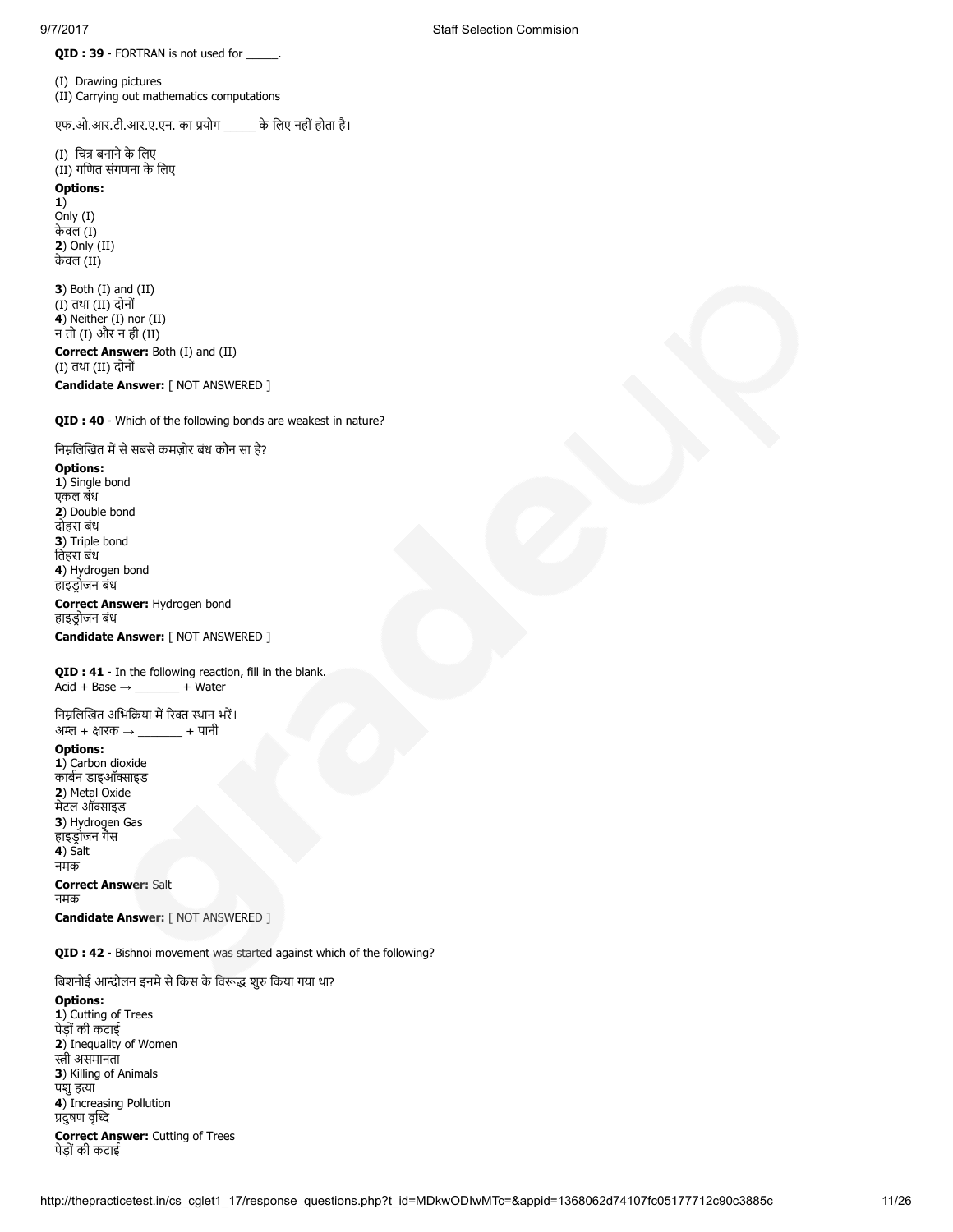**QID : 39** - FORTRAN is not used for _____.

(I) Drawing pictures
(II) Carrying out mathematics computations

एफ.ओ.आर.टी.आर.ए.एन. का प्रयोग _____ के लिए नहीं होता है।

(I) चित्र बनाने के लिए
(II) गणित संगणना के लिए

**Options:**
**1**)
Only (I)
केवल (I)
**2**) Only (II)
केवल (II)

**3**) Both (I) and (II)
(I) तथा (II) दोनों
**4**) Neither (I) nor (II)
न तो (I) और न ही (II)

**Correct Answer:** Both (I) and (II)
(I) तथा (II) दोनों

**Candidate Answer:** [ NOT ANSWERED ]

**QID : 40** - Which of the following bonds are weakest in nature?

निम्नलिखित में से सबसे कमज़ोर बंध कौन सा है?

**Options:**
**1**) Single bond
एकल बंध
**2**) Double bond
दोहरा बंध
**3**) Triple bond
तिहरा बंध
**4**) Hydrogen bond
हाइड्रोजन बंध

**Correct Answer:** Hydrogen bond
हाइड्रोजन बंध

**Candidate Answer:** [ NOT ANSWERED ]

**QID : 41** - In the following reaction, fill in the blank.
Acid + Base → _______ + Water

निम्नलिखित अभिक्रिया में रिक्त स्थान भरें।
अम्ल + क्षारक → _______ + पानी

**Options:**
**1**) Carbon dioxide
कार्बन डाइऑक्साइड
**2**) Metal Oxide
मेटल ऑक्साइड
**3**) Hydrogen Gas
हाइड्रोजन गैस
**4**) Salt
नमक

**Correct Answer:** Salt
नमक

**Candidate Answer:** [ NOT ANSWERED ]

**QID : 42** - Bishnoi movement was started against which of the following?

बिशनोई आन्दोलन इनमे से किस के विरूद्ध शुरु किया गया था?

**Options:**
**1**) Cutting of Trees
पेड़ों की कटाई
**2**) Inequality of Women
स्त्री असमानता
**3**) Killing of Animals
पशु हत्या
**4**) Increasing Pollution
प्रदुषण वृध्दि

**Correct Answer:** Cutting of Trees
पेड़ों की कटाई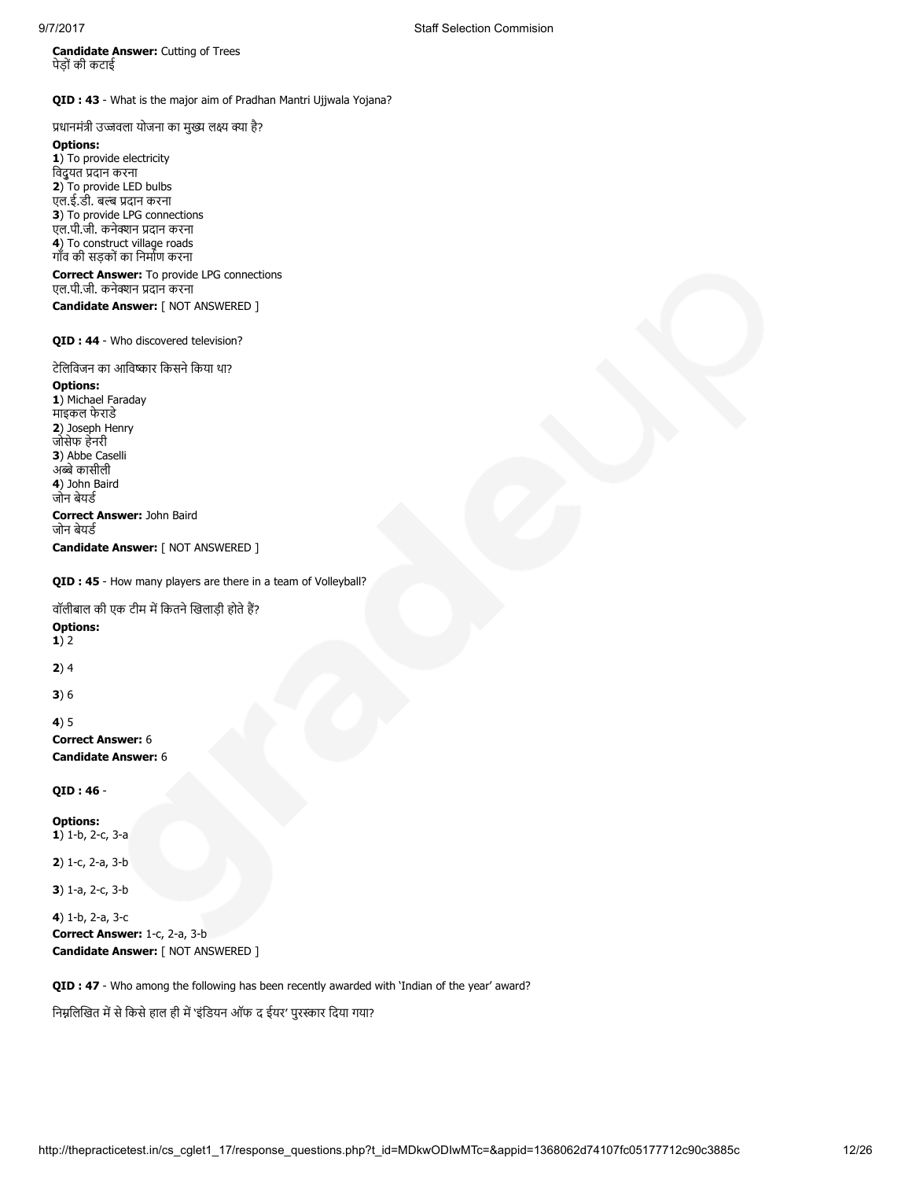**Candidate Answer:** Cutting of Trees
पेड़ों की कटाई

**QID : 43** - What is the major aim of Pradhan Mantri Ujjwala Yojana?

प्रधानमंत्री उज्जवला योजना का मुख्य लक्ष्य क्या है?

**Options:**
**1**) To provide electricity
विद्युत प्रदान करना
**2**) To provide LED bulbs
एल.ई.डी. बल्ब प्रदान करना
**3**) To provide LPG connections
एल.पी.जी. कनेक्शन प्रदान करना
**4**) To construct village roads
गाँव की सड़कों का निर्माण करना

**Correct Answer:** To provide LPG connections
एल.पी.जी. कनेक्शन प्रदान करना

**Candidate Answer:** [ NOT ANSWERED ]

**QID : 44** - Who discovered television?

टेलिविजन का आविष्कार किसने किया था?

**Options:**
**1**) Michael Faraday
माइकल फेराडे
**2**) Joseph Henry
जोसेफ हेनरी
**3**) Abbe Caselli
अब्बे कासीली
**4**) John Baird
जोन बेयर्ड

**Correct Answer:** John Baird
जोन बेयर्ड

**Candidate Answer:** [ NOT ANSWERED ]

**QID : 45** - How many players are there in a team of Volleyball?

वॉलीबाल की एक टीम में कितने खिलाड़ी होते हैं?

**Options:**
**1**) 2

**2**) 4

**3**) 6

**4**) 5

**Correct Answer:** 6
**Candidate Answer:** 6

**QID : 46** -

**Options:**
**1**) 1-b, 2-c, 3-a

**2**) 1-c, 2-a, 3-b

**3**) 1-a, 2-c, 3-b

**4**) 1-b, 2-a, 3-c

**Correct Answer:** 1-c, 2-a, 3-b
**Candidate Answer:** [ NOT ANSWERED ]

**QID : 47** - Who among the following has been recently awarded with 'Indian of the year' award?

निम्नलिखित में से किसे हाल ही में 'इंडियन ऑफ द ईयर' पुरस्कार दिया गया?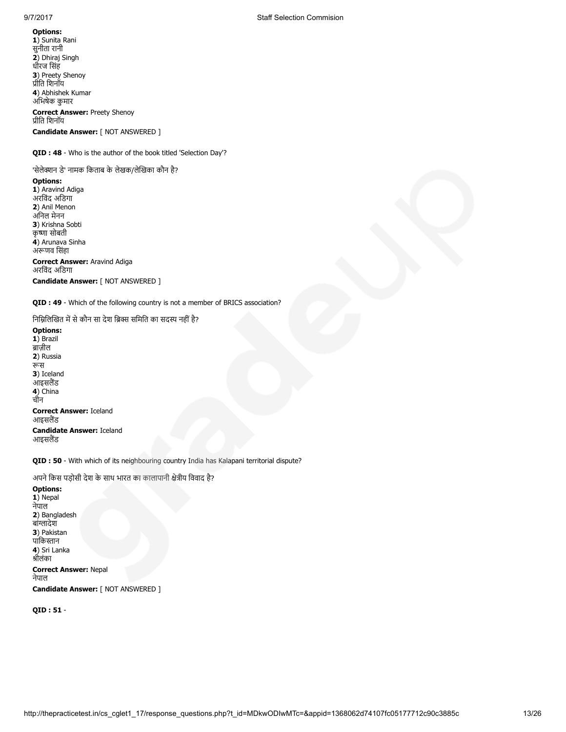**Options:**
**1**) Sunita Rani
सुनीता रानी
**2**) Dhiraj Singh
धीरज सिंह
**3**) Preety Shenoy
प्रीति शिनॉय
**4**) Abhishek Kumar
अभिषेक कुमार

**Correct Answer:** Preety Shenoy
प्रीति शिनॉय

**Candidate Answer:** [ NOT ANSWERED ]

**QID : 48** - Who is the author of the book titled 'Selection Day'?

'सेलेक्शन डे' नामक किताब के लेखक/लेखिका कौन है?

**Options:**
**1**) Aravind Adiga
अरविंद अडिगा
**2**) Anil Menon
अनिल मेनन
**3**) Krishna Sobti
कृष्णा सोबती
**4**) Arunava Sinha
अरूणव सिंहा

**Correct Answer:** Aravind Adiga
अरविंद अडिगा

**Candidate Answer:** [ NOT ANSWERED ]

**QID : 49** - Which of the following country is not a member of BRICS association?

निम्नलिखित में से कौन सा देश ब्रिक्स समिति का सदस्य नहीं है?

**Options:**
**1**) Brazil
ब्राज़ील
**2**) Russia
रूस
**3**) Iceland
आइसलैंड
**4**) China
चीन

**Correct Answer:** Iceland
आइसलैंड

**Candidate Answer:** Iceland
आइसलैंड

**QID : 50** - With which of its neighbouring country India has Kalapani territorial dispute?

अपने किस पड़ोसी देश के साथ भारत का कालापानी क्षेत्रीय विवाद है?

**Options:**
**1**) Nepal
नेपाल
**2**) Bangladesh
बांग्लादेश
**3**) Pakistan
पाकिस्तान
**4**) Sri Lanka
श्रीलंका

**Correct Answer:** Nepal
नेपाल

**Candidate Answer:** [ NOT ANSWERED ]

**QID : 51** -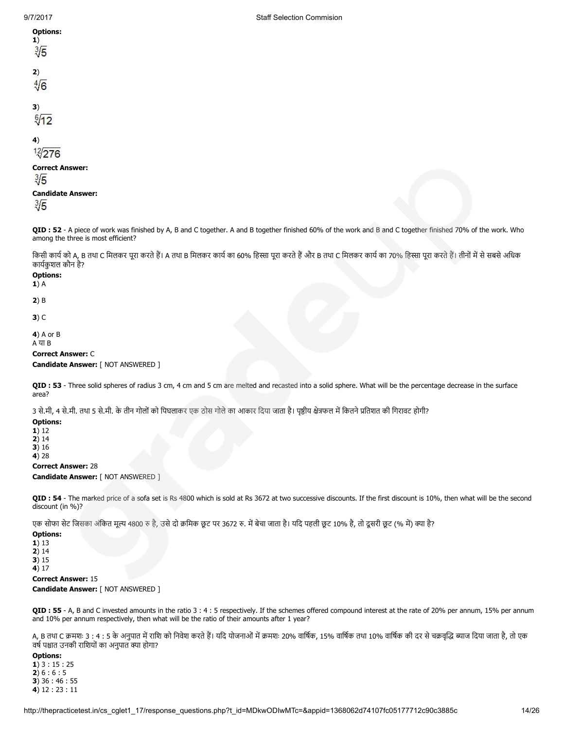**Options:**

**1**)
$\sqrt[3]{5}$

**2**)
$\sqrt[4]{6}$

**3**)
$\sqrt[6]{12}$

**4**)
$\sqrt[12]{276}$

**Correct Answer:**
$\sqrt[3]{5}$

**Candidate Answer:**
$\sqrt[3]{5}$

**QID : 52** - A piece of work was finished by A, B and C together. A and B together finished 60% of the work and B and C together finished 70% of the work. Who among the three is most efficient?

किसी कार्य को A, B तथा C मिलकर पूरा करते हैं। A तथा B मिलकर कार्य का 60% हिस्सा पूरा करते हैं और B तथा C मिलकर कार्य का 70% हिस्सा पूरा करते हैं। तीनों में से सबसे अधिक कार्यकुशल कौन है?

**Options:**

**1**) A

**2**) B

**3**) C

**4**) A or B
A या B

**Correct Answer:** C

**Candidate Answer:** [ NOT ANSWERED ]

**QID : 53** - Three solid spheres of radius 3 cm, 4 cm and 5 cm are melted and recasted into a solid sphere. What will be the percentage decrease in the surface area?

3 से.मी, 4 से.मी. तथा 5 से.मी. के तीन गोलों को पिघलाकर एक ठोस गोले का आकार दिया जाता है। पृष्ठीय क्षेत्रफल में कितने प्रतिशत की गिरावट होगी?

**Options:**
**1**) 12
**2**) 14
**3**) 16
**4**) 28

**Correct Answer:** 28

**Candidate Answer:** [ NOT ANSWERED ]

**QID : 54** - The marked price of a sofa set is Rs 4800 which is sold at Rs 3672 at two successive discounts. If the first discount is 10%, then what will be the second discount (in %)?

एक सोफा सेट जिसका अंकित मूल्य 4800 रु है, उसे दो क्रमिक छूट पर 3672 रु. में बेचा जाता है। यदि पहली छूट 10% है, तो दूसरी छूट (% में) क्या है?

**Options:**
**1**) 13
**2**) 14
**3**) 15
**4**) 17

**Correct Answer:** 15

**Candidate Answer:** [ NOT ANSWERED ]

**QID : 55** - A, B and C invested amounts in the ratio 3 : 4 : 5 respectively. If the schemes offered compound interest at the rate of 20% per annum, 15% per annum and 10% per annum respectively, then what will be the ratio of their amounts after 1 year?

A, B तथा C क्रमशः 3 : 4 : 5 के अनुपात में राशि को निवेश करते हैं। यदि योजनाओं में क्रमशः 20% वार्षिक, 15% वार्षिक तथा 10% वार्षिक की दर से चक्रवृद्धि ब्याज दिया जाता है, तो एक वर्ष पश्चात उनकी राशियों का अनुपात क्या होगा?

**Options:**
**1**) 3 : 15 : 25
**2**) 6 : 6 : 5
**3**) 36 : 46 : 55
**4**) 12 : 23 : 11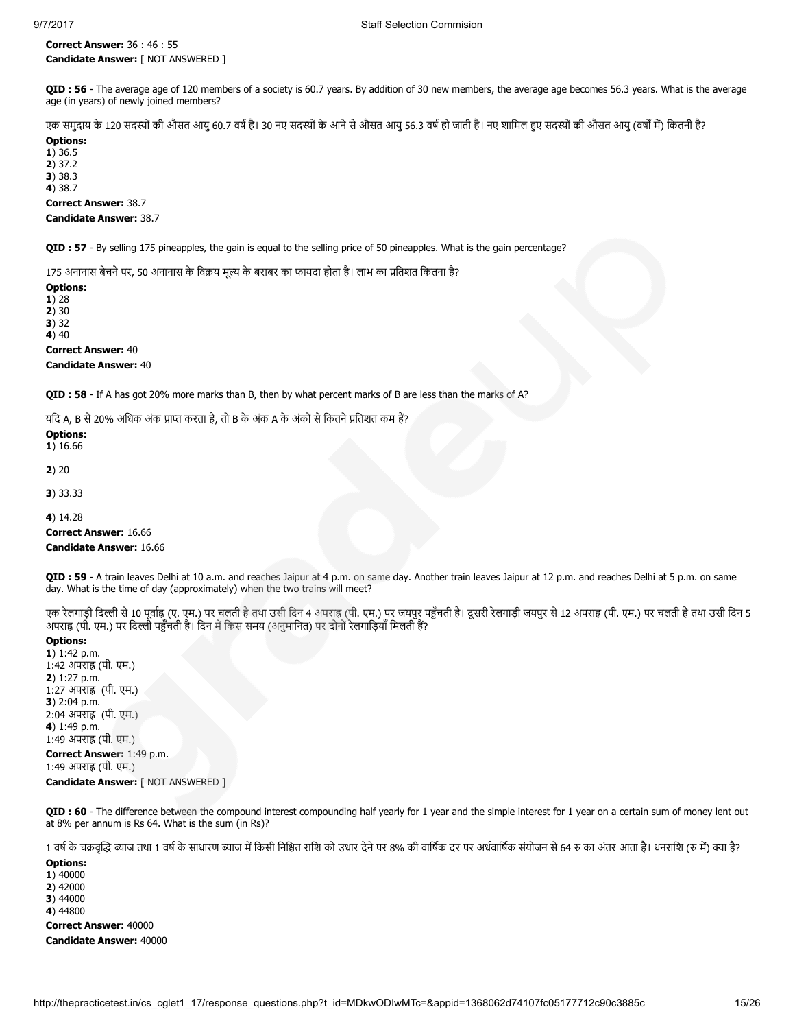**Correct Answer:** 36 : 46 : 55
**Candidate Answer:** [ NOT ANSWERED ]

**QID : 56** - The average age of 120 members of a society is 60.7 years. By addition of 30 new members, the average age becomes 56.3 years. What is the average age (in years) of newly joined members?

एक समुदाय के 120 सदस्यों की औसत आयु 60.7 वर्ष है। 30 नए सदस्यों के आने से औसत आयु 56.3 वर्ष हो जाती है। नए शामिल हुए सदस्यों की औसत आयु (वर्षों में) कितनी है?

**Options:**
**1**) 36.5
**2**) 37.2
**3**) 38.3
**4**) 38.7

**Correct Answer:** 38.7
**Candidate Answer:** 38.7

**QID : 57** - By selling 175 pineapples, the gain is equal to the selling price of 50 pineapples. What is the gain percentage?

175 अनानास बेचने पर, 50 अनानास के विक्रय मूल्य के बराबर का फायदा होता है। लाभ का प्रतिशत कितना है?

**Options:**
**1**) 28
**2**) 30
**3**) 32
**4**) 40

**Correct Answer:** 40
**Candidate Answer:** 40

**QID : 58** - If A has got 20% more marks than B, then by what percent marks of B are less than the marks of A?

यदि A, B से 20% अधिक अंक प्राप्त करता है, तो B के अंक A के अंकों से कितने प्रतिशत कम हैं?

**Options:**
**1**) 16.66

**2**) 20

**3**) 33.33

**4**) 14.28

**Correct Answer:** 16.66
**Candidate Answer:** 16.66

**QID : 59** - A train leaves Delhi at 10 a.m. and reaches Jaipur at 4 p.m. on same day. Another train leaves Jaipur at 12 p.m. and reaches Delhi at 5 p.m. on same day. What is the time of day (approximately) when the two trains will meet?

एक रेलगाड़ी दिल्ली से 10 पूर्वाह्न (ए. एम.) पर चलती है तथा उसी दिन 4 अपराह्न (पी. एम.) पर जयपुर पहुँचती है। दूसरी रेलगाड़ी जयपुर से 12 अपराह्न (पी. एम.) पर चलती है तथा उसी दिन 5 अपराह्न (पी. एम.) पर दिल्ली पहुँचती है। दिन में किस समय (अनुमानित) पर दोनों रेलगाड़ियाँ मिलती हैं?

**Options:**
**1**) 1:42 p.m.
1:42 अपराह्न (पी. एम.)
**2**) 1:27 p.m.
1:27 अपराह्न (पी. एम.)
**3**) 2:04 p.m.
2:04 अपराह्न (पी. एम.)
**4**) 1:49 p.m.
1:49 अपराह्न (पी. एम.)

**Correct Answer:** 1:49 p.m.
1:49 अपराह्न (पी. एम.)
**Candidate Answer:** [ NOT ANSWERED ]

**QID : 60** - The difference between the compound interest compounding half yearly for 1 year and the simple interest for 1 year on a certain sum of money lent out at 8% per annum is Rs 64. What is the sum (in Rs)?

1 वर्ष के चक्रवृद्धि ब्याज तथा 1 वर्ष के साधारण ब्याज में किसी निश्चित राशि को उधार देने पर 8% की वार्षिक दर पर अर्धवार्षिक संयोजन से 64 रु का अंतर आता है। धनराशि (रु में) क्या है?

**Options:**
**1**) 40000
**2**) 42000
**3**) 44000
**4**) 44800

**Correct Answer:** 40000
**Candidate Answer:** 40000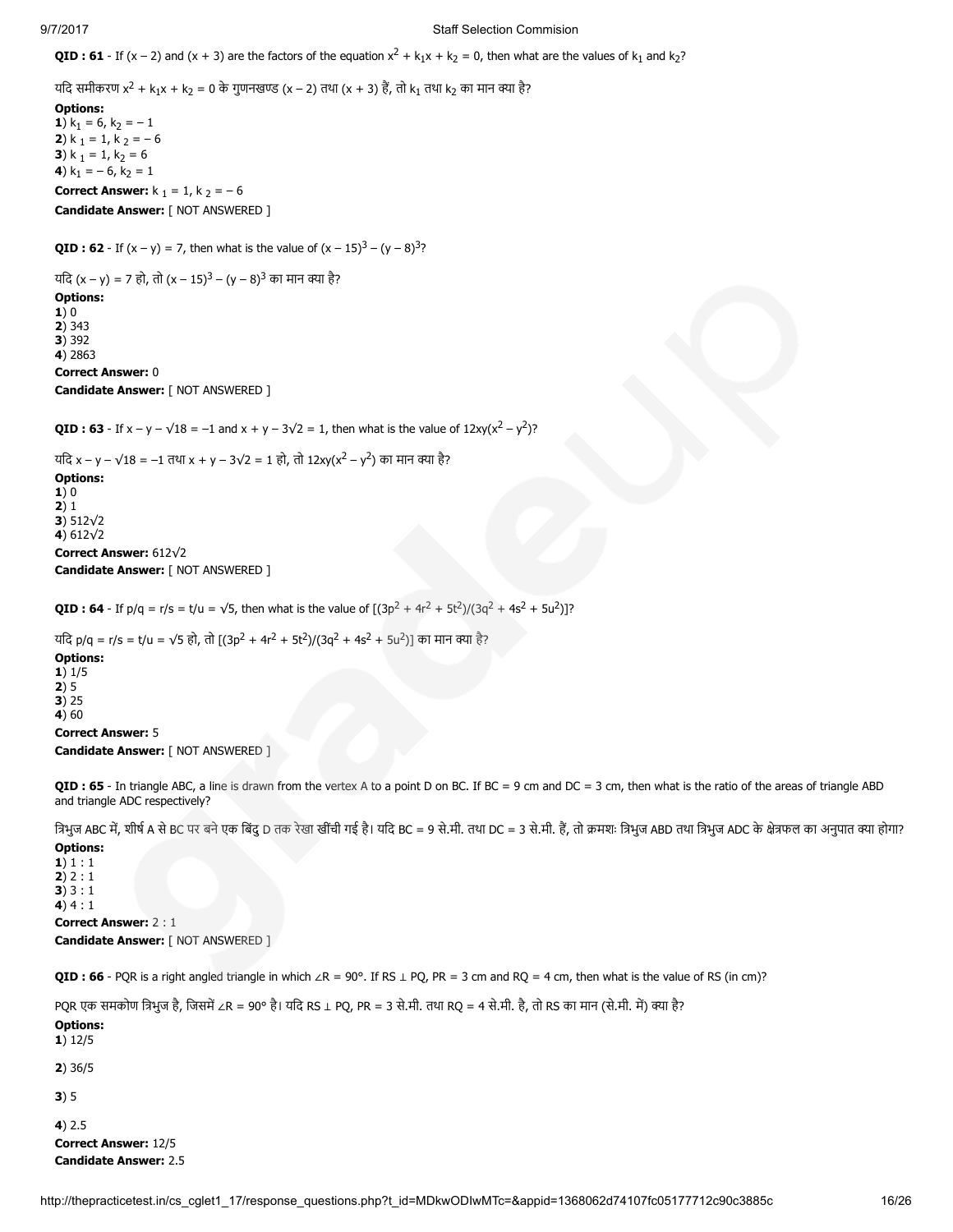**QID : 61** - If $(x - 2)$ and $(x + 3)$ are the factors of the equation $x^2 + k_1x + k_2 = 0$, then what are the values of $k_1$ and $k_2$?

यदि समीकरण $x^2 + k_1x + k_2 = 0$ के गुणनखण्ड $(x - 2)$ तथा $(x + 3)$ हैं, तो $k_1$ तथा $k_2$ का मान क्या है?

**Options:**
**1**) $k_1 = 6, k_2 = -1$
**2**) $k_1 = 1, k_2 = -6$
**3**) $k_1 = 1, k_2 = 6$
**4**) $k_1 = -6, k_2 = 1$

**Correct Answer:** $k_1 = 1, k_2 = -6$

**Candidate Answer:** [ NOT ANSWERED ]

**QID : 62** - If $(x - y) = 7$, then what is the value of $(x - 15)^3 - (y - 8)^3$?

यदि $(x - y) = 7$ हो, तो $(x - 15)^3 - (y - 8)^3$ का मान क्या है?

**Options:**
**1**) 0
**2**) 343
**3**) 392
**4**) 2863

**Correct Answer:** 0

**Candidate Answer:** [ NOT ANSWERED ]

**QID : 63** - If $x - y - \sqrt{18} = -1$ and $x + y - 3\sqrt{2} = 1$, then what is the value of $12xy(x^2 - y^2)$?

यदि $x - y - \sqrt{18} = -1$ तथा $x + y - 3\sqrt{2} = 1$ हो, तो $12xy(x^2 - y^2)$ का मान क्या है?

**Options:**
**1**) 0
**2**) 1
**3**) $512\sqrt{2}$
**4**) $612\sqrt{2}$

**Correct Answer:** $612\sqrt{2}$

**Candidate Answer:** [ NOT ANSWERED ]

**QID : 64** - If $p/q = r/s = t/u = \sqrt{5}$, then what is the value of $[(3p^2 + 4r^2 + 5t^2)/(3q^2 + 4s^2 + 5u^2)]$?

यदि $p/q = r/s = t/u = \sqrt{5}$ हो, तो $[(3p^2 + 4r^2 + 5t^2)/(3q^2 + 4s^2 + 5u^2)]$ का मान क्या है?

**Options:**
**1**) 1/5
**2**) 5
**3**) 25
**4**) 60

**Correct Answer:** 5

**Candidate Answer:** [ NOT ANSWERED ]

**QID : 65** - In triangle ABC, a line is drawn from the vertex A to a point D on BC. If BC = 9 cm and DC = 3 cm, then what is the ratio of the areas of triangle ABD and triangle ADC respectively?

त्रिभुज ABC में, शीर्ष A से BC पर बने एक बिंदु D तक रेखा खींची गई है। यदि BC = 9 से.मी. तथा DC = 3 से.मी. हैं, तो क्रमशः त्रिभुज ABD तथा त्रिभुज ADC के क्षेत्रफल का अनुपात क्या होगा?

**Options:**
**1**) 1 : 1
**2**) 2 : 1
**3**) 3 : 1
**4**) 4 : 1

**Correct Answer:** 2 : 1

**Candidate Answer:** [ NOT ANSWERED ]

**QID : 66** - PQR is a right angled triangle in which ∠R = 90°. If RS ⊥ PQ, PR = 3 cm and RQ = 4 cm, then what is the value of RS (in cm)?

PQR एक समकोण त्रिभुज है, जिसमें ∠R = 90° है। यदि RS ⊥ PQ, PR = 3 से.मी. तथा RQ = 4 से.मी. है, तो RS का मान (से.मी. में) क्या है?

**Options:**
**1**) 12/5

**2**) 36/5

**3**) 5

**4**) 2.5

**Correct Answer:** 12/5

**Candidate Answer:** 2.5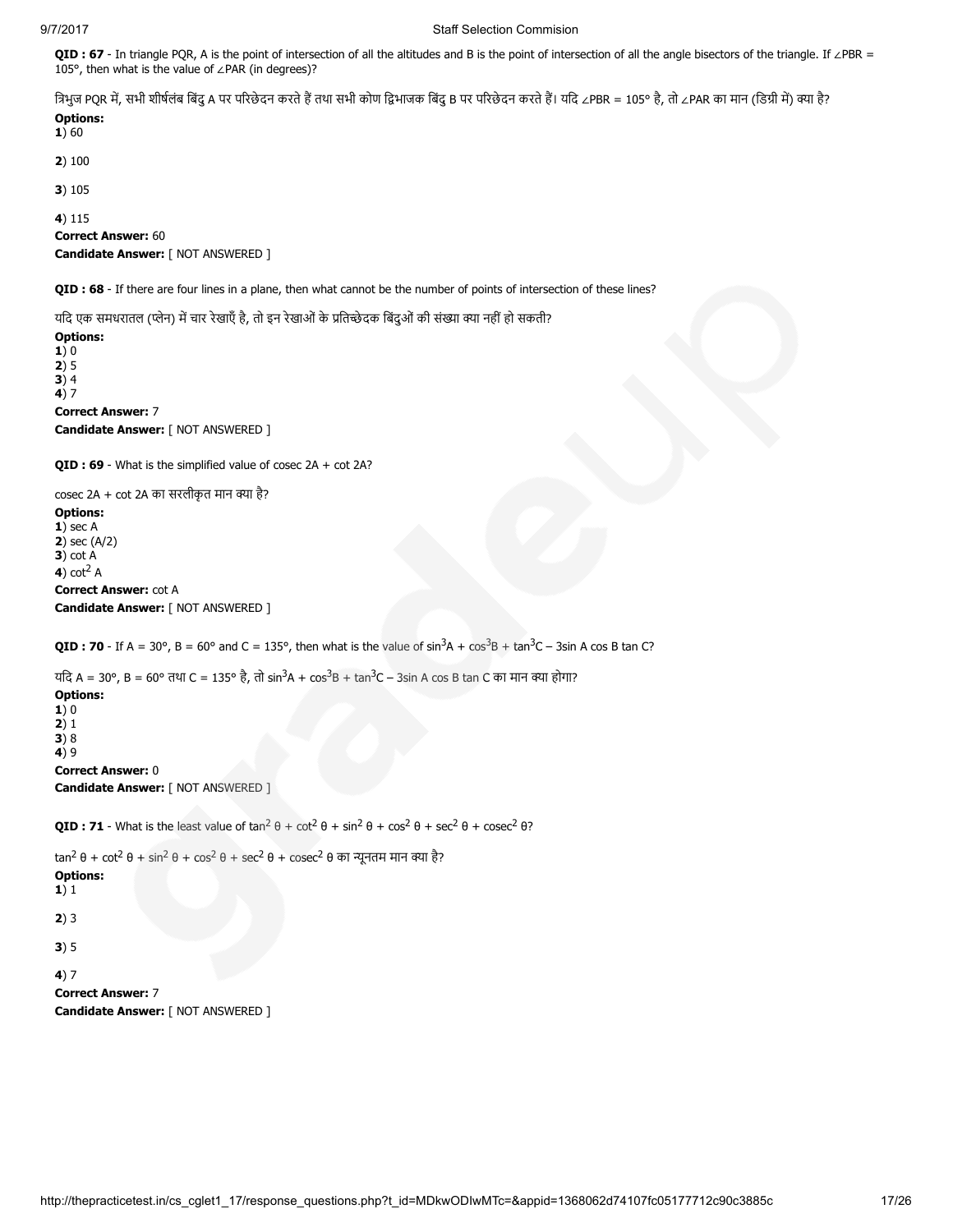**QID : 67** - In triangle PQR, A is the point of intersection of all the altitudes and B is the point of intersection of all the angle bisectors of the triangle. If ∠PBR = 105°, then what is the value of ∠PAR (in degrees)?

त्रिभुज PQR में, सभी शीर्षलंब बिंदु A पर परिछेदन करते हैं तथा सभी कोण द्विभाजक बिंदु B पर परिछेदन करते हैं। यदि ∠PBR = 105° है, तो ∠PAR का मान (डिग्री में) क्या है?

**Options:**
**1**) 60

**2**) 100

**3**) 105

**4**) 115

**Correct Answer:** 60
**Candidate Answer:** [ NOT ANSWERED ]

**QID : 68** - If there are four lines in a plane, then what cannot be the number of points of intersection of these lines?

यदि एक समधरातल (प्लेन) में चार रेखाएँ है, तो इन रेखाओं के प्रतिच्छेदक बिंदुओं की संख्या क्या नहीं हो सकती?

**Options:**
**1**) 0
**2**) 5
**3**) 4
**4**) 7

**Correct Answer:** 7
**Candidate Answer:** [ NOT ANSWERED ]

**QID : 69** - What is the simplified value of cosec 2A + cot 2A?

cosec 2A + cot 2A का सरलीकृत मान क्या है?

**Options:**
**1**) sec A
**2**) sec (A/2)
**3**) cot A
**4**) $\cot^2 A$

**Correct Answer:** cot A
**Candidate Answer:** [ NOT ANSWERED ]

**QID : 70** - If A = 30°, B = 60° and C = 135°, then what is the value of $\sin^3 A + \cos^3 B + \tan^3 C - 3\sin A \cos B \tan C$?

यदि A = 30°, B = 60° तथा C = 135° है, तो $\sin^3 A + \cos^3 B + \tan^3 C - 3\sin A \cos B \tan C$ का मान क्या होगा?

**Options:**
**1**) 0
**2**) 1
**3**) 8
**4**) 9

**Correct Answer:** 0
**Candidate Answer:** [ NOT ANSWERED ]

**QID : 71** - What is the least value of $\tan^2 \theta + \cot^2 \theta + \sin^2 \theta + \cos^2 \theta + \sec^2 \theta + \text{cosec}^2 \theta$?

$\tan^2 \theta + \cot^2 \theta + \sin^2 \theta + \cos^2 \theta + \sec^2 \theta + \text{cosec}^2 \theta$ का न्यूनतम मान क्या है?

**Options:**
**1**) 1

**2**) 3

**3**) 5

**4**) 7

**Correct Answer:** 7
**Candidate Answer:** [ NOT ANSWERED ]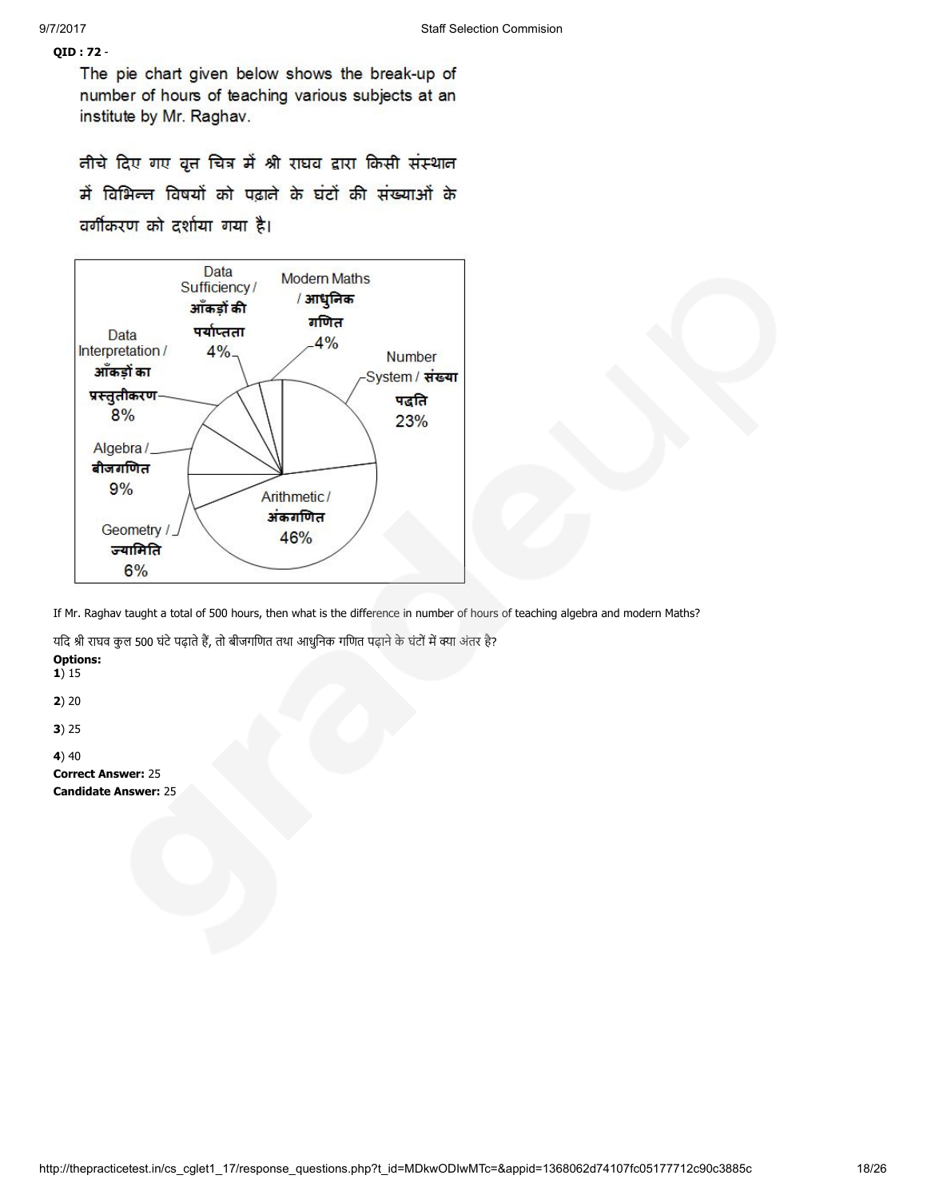**QID : 72** -

The pie chart given below shows the break-up of number of hours of teaching various subjects at an institute by Mr. Raghav.

नीचे दिए गए वृत्त चित्र में श्री राघव द्वारा किसी संस्थान में विभिन्न विषयों को पढ़ाने के घंटों की संख्याओं के वर्गीकरण को दर्शाया गया है।

Data Sufficiency / आँकड़ों की पर्याप्तता 4%

Modern Maths / आधुनिक गणित 4%

Number System / संख्या पद्धति 23%

Arithmetic / अंकगणित 46%

Geometry / ज्यामिति 6%

Algebra / बीजगणित 9%

Data Interpretation / आँकड़ों का प्रस्तुतीकरण 8%

If Mr. Raghav taught a total of 500 hours, then what is the difference in number of hours of teaching algebra and modern Maths?

यदि श्री राघव कुल 500 घंटे पढ़ाते हैं, तो बीजगणित तथा आधुनिक गणित पढ़ाने के घंटों में क्या अंतर है?

**Options:**

**1**) 15

**2**) 20

**3**) 25

**4**) 40

**Correct Answer:** 25

**Candidate Answer:** 25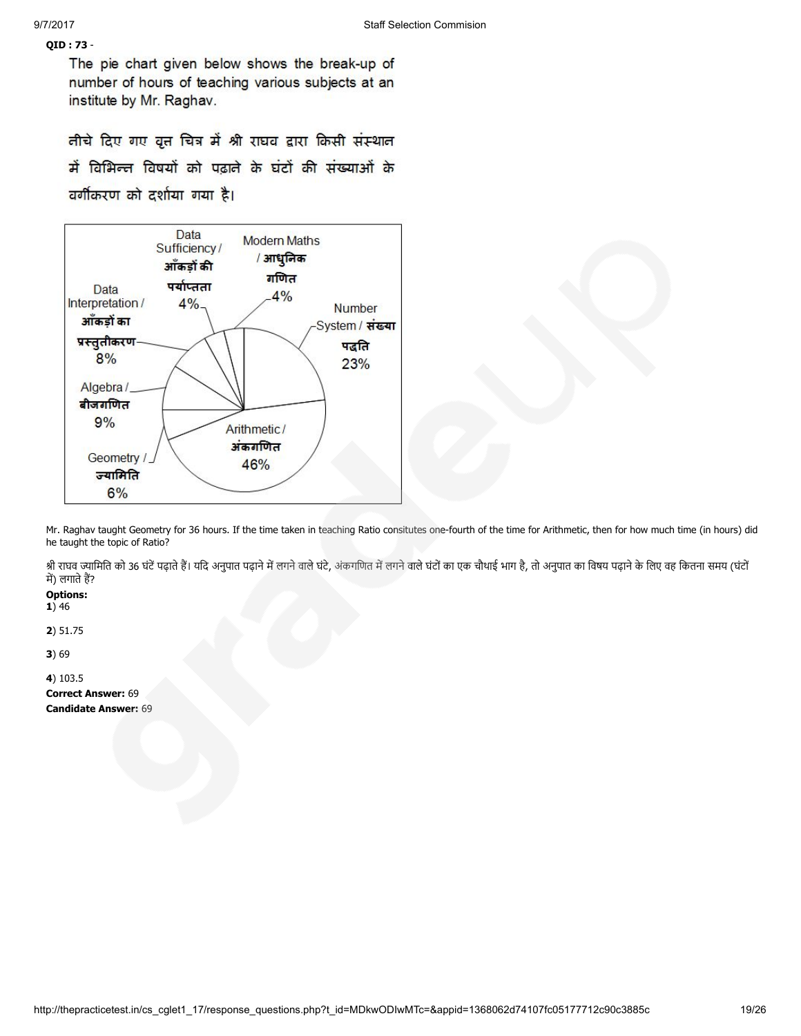**QID : 73** -

The pie chart given below shows the break-up of number of hours of teaching various subjects at an institute by Mr. Raghav.

नीचे दिए गए वृत्त चित्र में श्री राघव द्वारा किसी संस्थान में विभिन्न विषयों को पढ़ाने के घंटों की संख्याओं के वर्गीकरण को दर्शाया गया है।

| Subject | Percentage |
|---|---|
| Data Sufficiency / आँकड़ों की पर्याप्तता | 4% |
| Modern Maths / आधुनिक गणित | 4% |
| Number System / संख्या पद्धति | 23% |
| Arithmetic / अंकगणित | 46% |
| Geometry / ज्यामिति | 6% |
| Algebra / बीजगणित | 9% |
| Data Interpretation / आँकड़ों का प्रस्तुतीकरण | 8% |

Mr. Raghav taught Geometry for 36 hours. If the time taken in teaching Ratio consitutes one-fourth of the time for Arithmetic, then for how much time (in hours) did he taught the topic of Ratio?

श्री राघव ज्यामिति को 36 घंटें पढ़ाते हैं। यदि अनुपात पढ़ाने में लगने वाले घंटे, अंकगणित में लगने वाले घंटों का एक चौथाई भाग है, तो अनुपात का विषय पढ़ाने के लिए वह कितना समय (घंटों में) लगाते हैं?

**Options:**

**1**) 46

**2**) 51.75

**3**) 69

**4**) 103.5

**Correct Answer:** 69

**Candidate Answer:** 69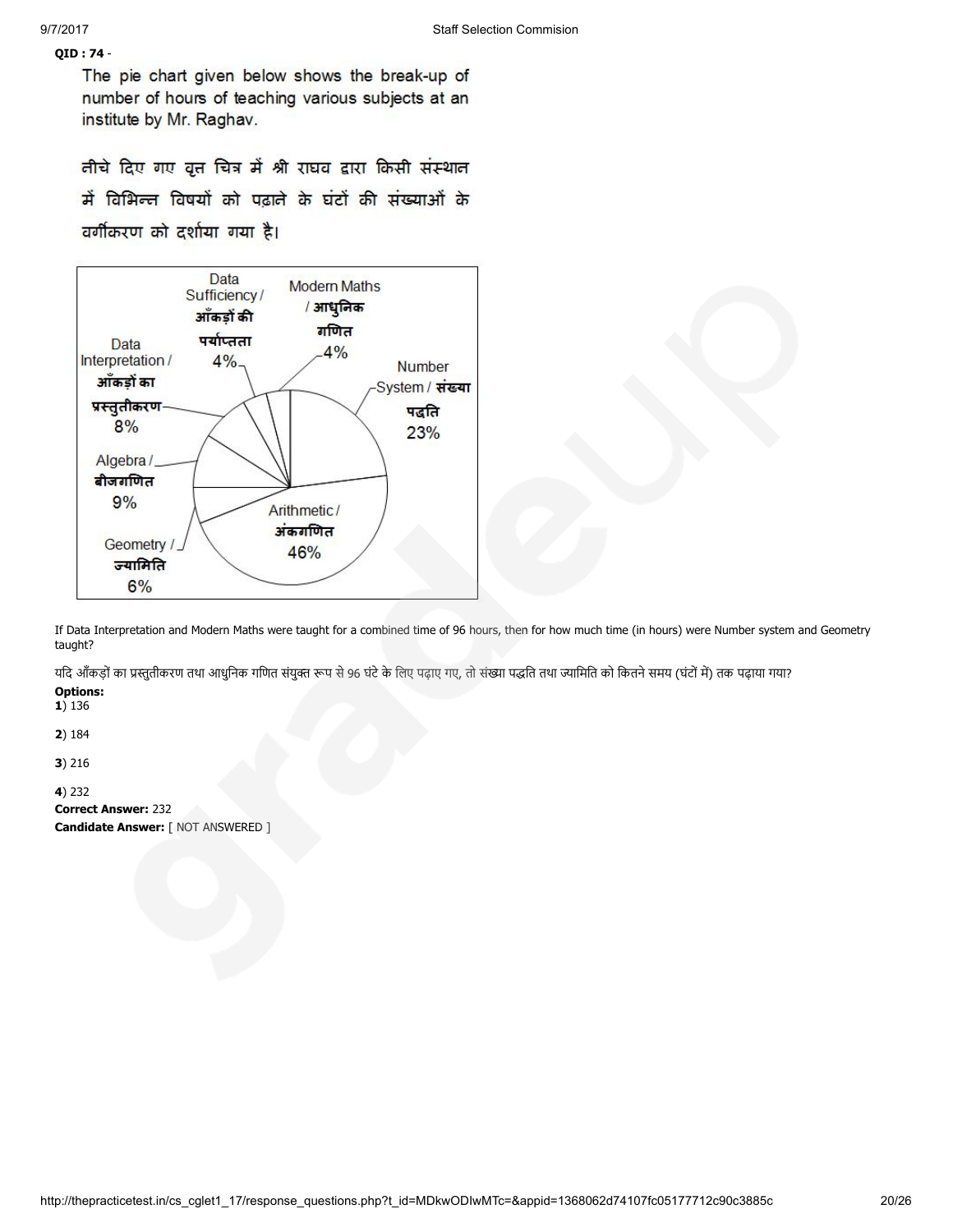**QID : 74** -

The pie chart given below shows the break-up of number of hours of teaching various subjects at an institute by Mr. Raghav.

नीचे दिए गए वृत्त चित्र में श्री राघव द्वारा किसी संस्थान में विभिन्न विषयों को पढ़ाने के घंटों की संख्याओं के वर्गीकरण को दर्शाया गया है।

Data Sufficiency / आँकड़ों की पर्याप्तता 4%

Modern Maths / आधुनिक गणित 4%

Number System / संख्या पद्धति 23%

Data Interpretation / आँकड़ों का प्रस्तुतीकरण 8%

Algebra / बीजगणित 9%

Arithmetic / अंकगणित 46%

Geometry / ज्यामिति 6%

If Data Interpretation and Modern Maths were taught for a combined time of 96 hours, then for how much time (in hours) were Number system and Geometry taught?

यदि आँकड़ों का प्रस्तुतीकरण तथा आधुनिक गणित संयुक्त रूप से 96 घंटे के लिए पढ़ाए गए, तो संख्या पद्धति तथा ज्यामिति को कितने समय (घंटों में) तक पढ़ाया गया?

**Options:**

**1**) 136

**2**) 184

**3**) 216

**4**) 232

**Correct Answer:** 232

**Candidate Answer:** [ NOT ANSWERED ]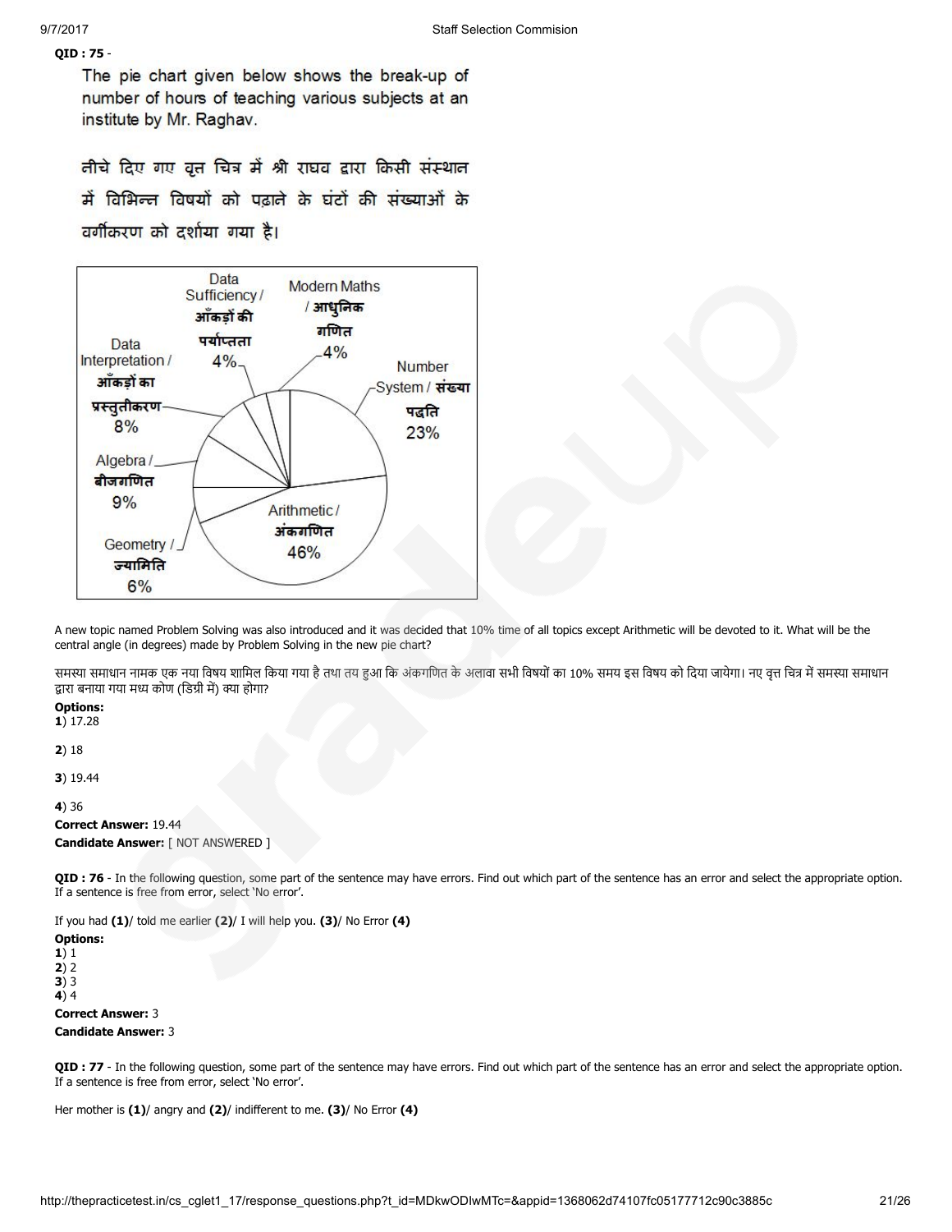**QID : 75** -

The pie chart given below shows the break-up of number of hours of teaching various subjects at an institute by Mr. Raghav.

नीचे दिए गए वृत्त चित्र में श्री राघव द्वारा किसी संस्थान में विभिन्न विषयों को पढ़ाने के घंटों की संख्याओं के वर्गीकरण को दर्शाया गया है।

Data Sufficiency / आँकड़ों की पर्याप्तता 4%
Modern Maths / आधुनिक गणित 4%
Number System / संख्या पद्धति 23%
Arithmetic / अंकगणित 46%
Geometry / ज्यामिति 6%
Algebra / बीजगणित 9%
Data Interpretation / आँकड़ों का प्रस्तुतीकरण 8%

A new topic named Problem Solving was also introduced and it was decided that 10% time of all topics except Arithmetic will be devoted to it. What will be the central angle (in degrees) made by Problem Solving in the new pie chart?

समस्या समाधान नामक एक नया विषय शामिल किया गया है तथा तय हुआ कि अंकगणित के अलावा सभी विषयों का 10% समय इस विषय को दिया जायेगा। नए वृत्त चित्र में समस्या समाधान द्वारा बनाया गया मध्य कोण (डिग्री में) क्या होगा?

**Options:**
**1**) 17.28

**2**) 18

**3**) 19.44

**4**) 36

**Correct Answer:** 19.44
**Candidate Answer:** [ NOT ANSWERED ]

**QID : 76** - In the following question, some part of the sentence may have errors. Find out which part of the sentence has an error and select the appropriate option. If a sentence is free from error, select 'No error'.

If you had **(1)**/ told me earlier **(2)**/ I will help you. **(3)**/ No Error **(4)**

**Options:**
**1**) 1
**2**) 2
**3**) 3
**4**) 4

**Correct Answer:** 3
**Candidate Answer:** 3

**QID : 77** - In the following question, some part of the sentence may have errors. Find out which part of the sentence has an error and select the appropriate option. If a sentence is free from error, select 'No error'.

Her mother is **(1)**/ angry and **(2)**/ indifferent to me. **(3)**/ No Error **(4)**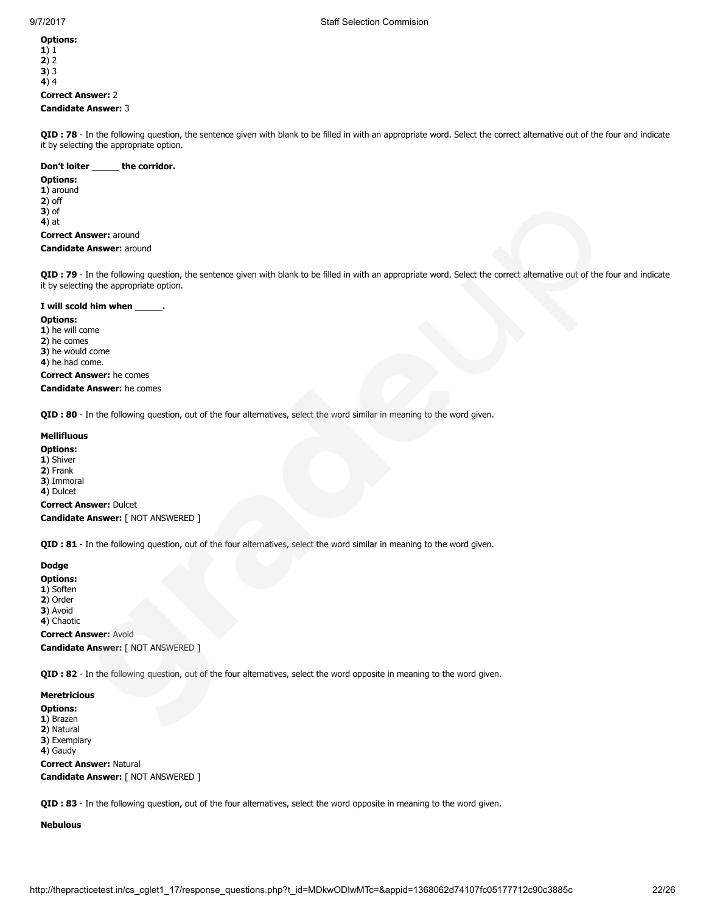**Options:**
**1**) 1
**2**) 2
**3**) 3
**4**) 4

**Correct Answer:** 2

**Candidate Answer:** 3

**QID : 78** - In the following question, the sentence given with blank to be filled in with an appropriate word. Select the correct alternative out of the four and indicate it by selecting the appropriate option.

**Don't loiter _____ the corridor.**

**Options:**
**1**) around
**2**) off
**3**) of
**4**) at

**Correct Answer:** around

**Candidate Answer:** around

**QID : 79** - In the following question, the sentence given with blank to be filled in with an appropriate word. Select the correct alternative out of the four and indicate it by selecting the appropriate option.

**I will scold him when _____.**

**Options:**
**1**) he will come
**2**) he comes
**3**) he would come
**4**) he had come.

**Correct Answer:** he comes

**Candidate Answer:** he comes

**QID : 80** - In the following question, out of the four alternatives, select the word similar in meaning to the word given.

**Mellifluous**

**Options:**
**1**) Shiver
**2**) Frank
**3**) Immoral
**4**) Dulcet

**Correct Answer:** Dulcet

**Candidate Answer:** [ NOT ANSWERED ]

**QID : 81** - In the following question, out of the four alternatives, select the word similar in meaning to the word given.

**Dodge**

**Options:**
**1**) Soften
**2**) Order
**3**) Avoid
**4**) Chaotic

**Correct Answer:** Avoid

**Candidate Answer:** [ NOT ANSWERED ]

**QID : 82** - In the following question, out of the four alternatives, select the word opposite in meaning to the word given.

**Meretricious**

**Options:**
**1**) Brazen
**2**) Natural
**3**) Exemplary
**4**) Gaudy

**Correct Answer:** Natural

**Candidate Answer:** [ NOT ANSWERED ]

**QID : 83** - In the following question, out of the four alternatives, select the word opposite in meaning to the word given.

**Nebulous**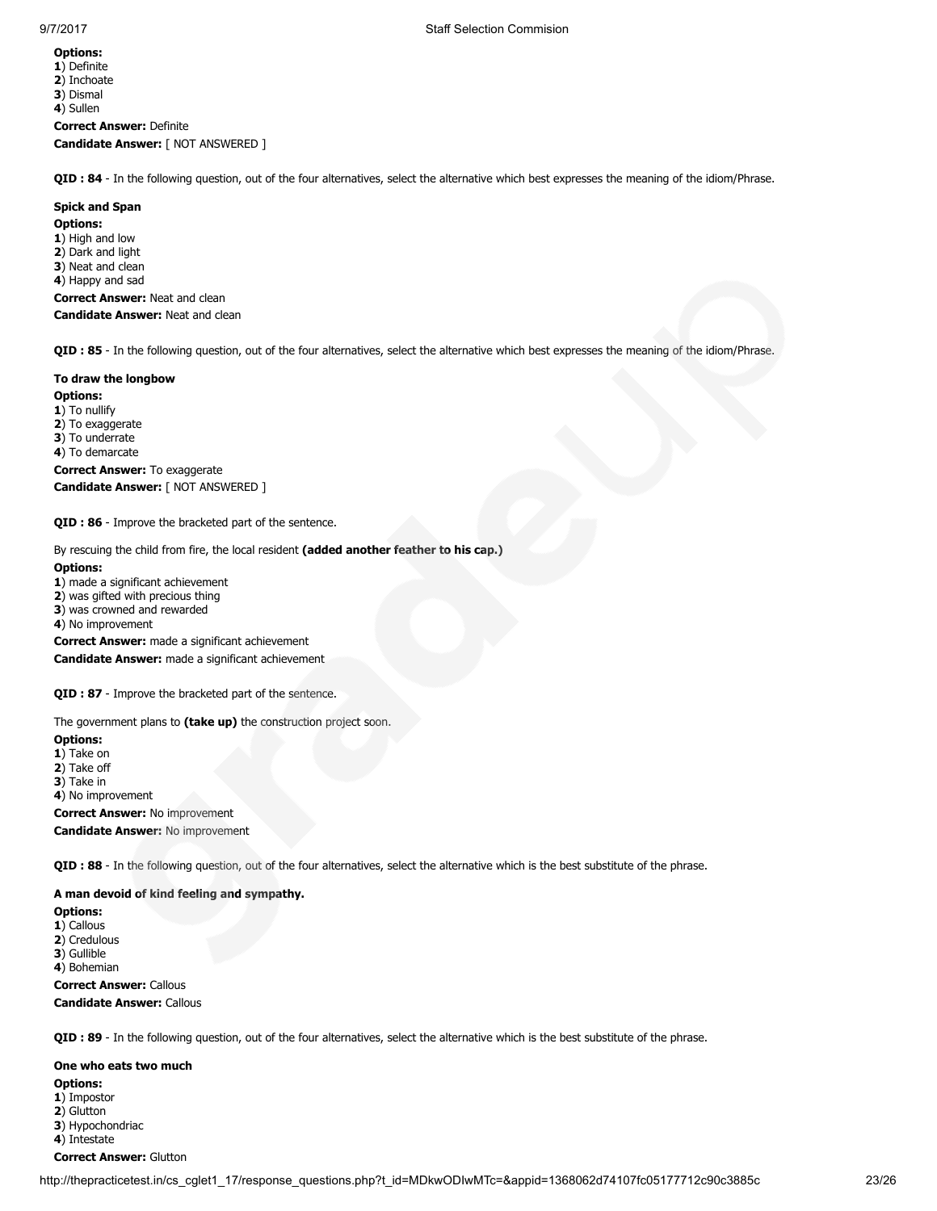**Options:**
**1**) Definite
**2**) Inchoate
**3**) Dismal
**4**) Sullen

**Correct Answer:** Definite

**Candidate Answer:** [ NOT ANSWERED ]

**QID : 84** - In the following question, out of the four alternatives, select the alternative which best expresses the meaning of the idiom/Phrase.

**Spick and Span**

**Options:**
**1**) High and low
**2**) Dark and light
**3**) Neat and clean
**4**) Happy and sad

**Correct Answer:** Neat and clean

**Candidate Answer:** Neat and clean

**QID : 85** - In the following question, out of the four alternatives, select the alternative which best expresses the meaning of the idiom/Phrase.

**To draw the longbow**

**Options:**
**1**) To nullify
**2**) To exaggerate
**3**) To underrate
**4**) To demarcate

**Correct Answer:** To exaggerate

**Candidate Answer:** [ NOT ANSWERED ]

**QID : 86** - Improve the bracketed part of the sentence.

By rescuing the child from fire, the local resident **(added another feather to his cap.)**

**Options:**
**1**) made a significant achievement
**2**) was gifted with precious thing
**3**) was crowned and rewarded
**4**) No improvement

**Correct Answer:** made a significant achievement

**Candidate Answer:** made a significant achievement

**QID : 87** - Improve the bracketed part of the sentence.

The government plans to **(take up)** the construction project soon.

**Options:**
**1**) Take on
**2**) Take off
**3**) Take in
**4**) No improvement

**Correct Answer:** No improvement

**Candidate Answer:** No improvement

**QID : 88** - In the following question, out of the four alternatives, select the alternative which is the best substitute of the phrase.

**A man devoid of kind feeling and sympathy.**

**Options:**
**1**) Callous
**2**) Credulous
**3**) Gullible
**4**) Bohemian

**Correct Answer:** Callous

**Candidate Answer:** Callous

**QID : 89** - In the following question, out of the four alternatives, select the alternative which is the best substitute of the phrase.

**One who eats two much**

**Options:**
**1**) Impostor
**2**) Glutton
**3**) Hypochondriac
**4**) Intestate

**Correct Answer:** Glutton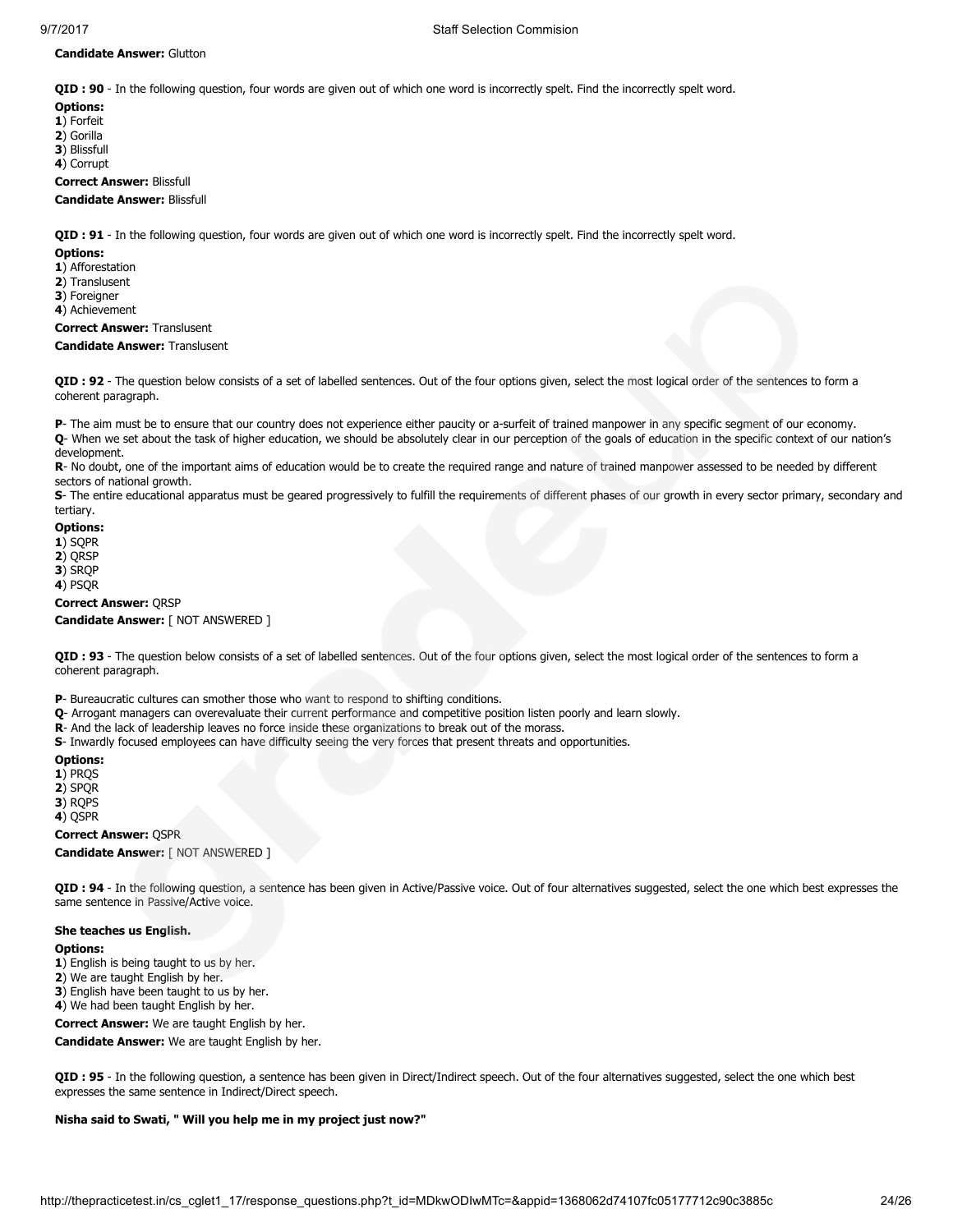**Candidate Answer:** Glutton

**QID : 90** - In the following question, four words are given out of which one word is incorrectly spelt. Find the incorrectly spelt word.

**Options:**
**1**) Forfeit
**2**) Gorilla
**3**) Blissfull
**4**) Corrupt

**Correct Answer:** Blissfull

**Candidate Answer:** Blissfull

**QID : 91** - In the following question, four words are given out of which one word is incorrectly spelt. Find the incorrectly spelt word.

**Options:**
**1**) Afforestation
**2**) Translusent
**3**) Foreigner
**4**) Achievement

**Correct Answer:** Translusent

**Candidate Answer:** Translusent

**QID : 92** - The question below consists of a set of labelled sentences. Out of the four options given, select the most logical order of the sentences to form a coherent paragraph.

**P**- The aim must be to ensure that our country does not experience either paucity or a-surfeit of trained manpower in any specific segment of our economy.
**Q**- When we set about the task of higher education, we should be absolutely clear in our perception of the goals of education in the specific context of our nation's development.
**R**- No doubt, one of the important aims of education would be to create the required range and nature of trained manpower assessed to be needed by different sectors of national growth.
**S**- The entire educational apparatus must be geared progressively to fulfill the requirements of different phases of our growth in every sector primary, secondary and tertiary.

**Options:**
**1**) SQPR
**2**) QRSP
**3**) SRQP
**4**) PSQR

**Correct Answer:** QRSP

**Candidate Answer:** [ NOT ANSWERED ]

**QID : 93** - The question below consists of a set of labelled sentences. Out of the four options given, select the most logical order of the sentences to form a coherent paragraph.

**P**- Bureaucratic cultures can smother those who want to respond to shifting conditions.
**Q**- Arrogant managers can overevaluate their current performance and competitive position listen poorly and learn slowly.
**R**- And the lack of leadership leaves no force inside these organizations to break out of the morass.
**S**- Inwardly focused employees can have difficulty seeing the very forces that present threats and opportunities.

**Options:**
**1**) PRQS
**2**) SPQR
**3**) RQPS
**4**) QSPR

**Correct Answer:** QSPR

**Candidate Answer:** [ NOT ANSWERED ]

**QID : 94** - In the following question, a sentence has been given in Active/Passive voice. Out of four alternatives suggested, select the one which best expresses the same sentence in Passive/Active voice.

**She teaches us English.**

**Options:**
**1**) English is being taught to us by her.
**2**) We are taught English by her.
**3**) English have been taught to us by her.
**4**) We had been taught English by her.

**Correct Answer:** We are taught English by her.

**Candidate Answer:** We are taught English by her.

**QID : 95** - In the following question, a sentence has been given in Direct/Indirect speech. Out of the four alternatives suggested, select the one which best expresses the same sentence in Indirect/Direct speech.

**Nisha said to Swati, " Will you help me in my project just now?"**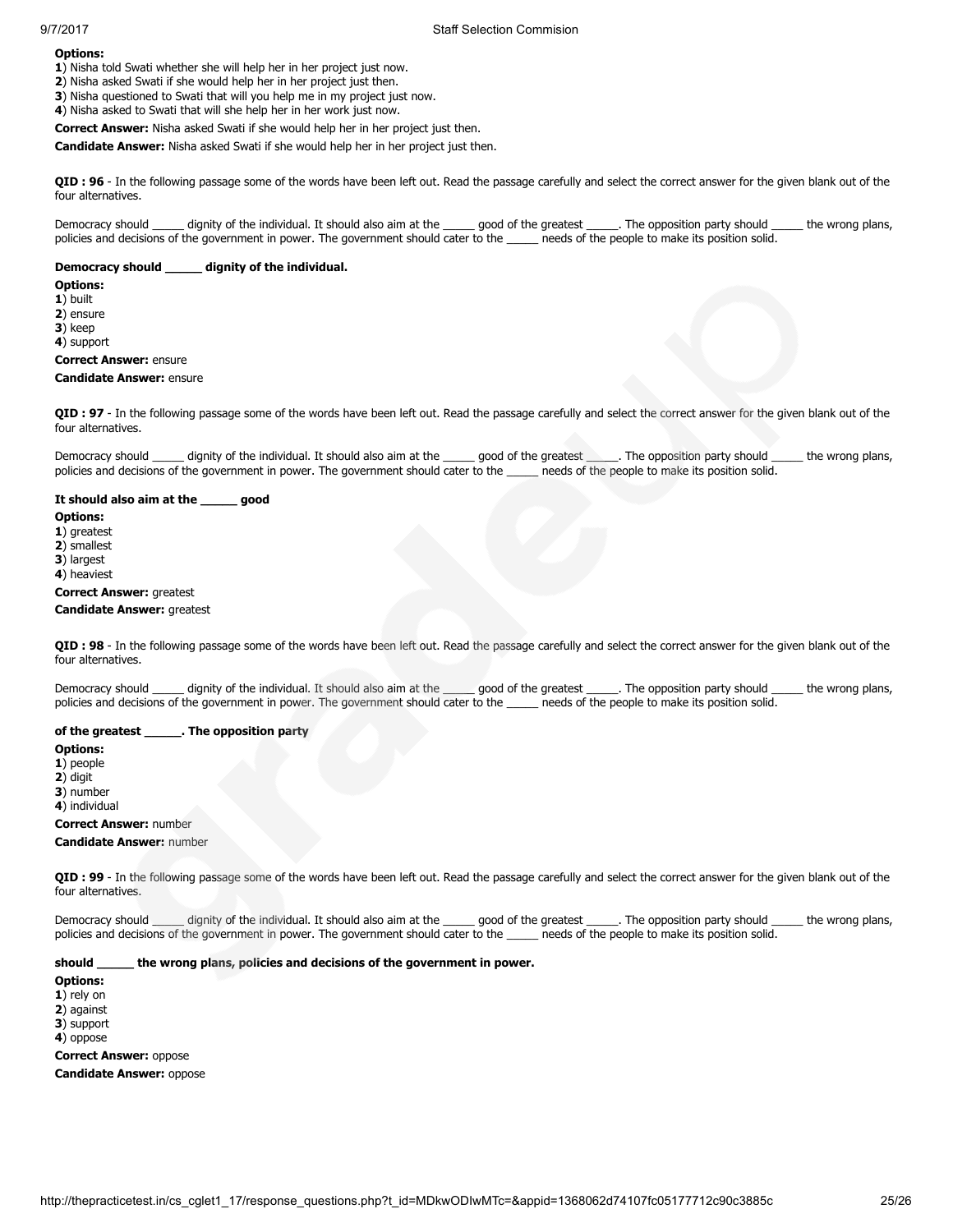**Options:**
**1**) Nisha told Swati whether she will help her in her project just now.
**2**) Nisha asked Swati if she would help her in her project just then.
**3**) Nisha questioned to Swati that will you help me in my project just now.
**4**) Nisha asked to Swati that will she help her in her work just now.

**Correct Answer:** Nisha asked Swati if she would help her in her project just then.

**Candidate Answer:** Nisha asked Swati if she would help her in her project just then.

**QID : 96** - In the following passage some of the words have been left out. Read the passage carefully and select the correct answer for the given blank out of the four alternatives.

Democracy should _____ dignity of the individual. It should also aim at the _____ good of the greatest _____. The opposition party should _____ the wrong plans, policies and decisions of the government in power. The government should cater to the _____ needs of the people to make its position solid.

**Democracy should _____ dignity of the individual.**

**Options:**
**1**) built
**2**) ensure
**3**) keep
**4**) support

**Correct Answer:** ensure

**Candidate Answer:** ensure

**QID : 97** - In the following passage some of the words have been left out. Read the passage carefully and select the correct answer for the given blank out of the four alternatives.

Democracy should _____ dignity of the individual. It should also aim at the _____ good of the greatest _____. The opposition party should _____ the wrong plans, policies and decisions of the government in power. The government should cater to the _____ needs of the people to make its position solid.

**It should also aim at the _____ good**

**Options:**
**1**) greatest
**2**) smallest
**3**) largest
**4**) heaviest

**Correct Answer:** greatest

**Candidate Answer:** greatest

**QID : 98** - In the following passage some of the words have been left out. Read the passage carefully and select the correct answer for the given blank out of the four alternatives.

Democracy should _____ dignity of the individual. It should also aim at the _____ good of the greatest _____. The opposition party should _____ the wrong plans, policies and decisions of the government in power. The government should cater to the _____ needs of the people to make its position solid.

**of the greatest _____. The opposition party**

**Options:**
**1**) people
**2**) digit
**3**) number
**4**) individual

**Correct Answer:** number

**Candidate Answer:** number

**QID : 99** - In the following passage some of the words have been left out. Read the passage carefully and select the correct answer for the given blank out of the four alternatives.

Democracy should _____ dignity of the individual. It should also aim at the _____ good of the greatest _____. The opposition party should _____ the wrong plans, policies and decisions of the government in power. The government should cater to the _____ needs of the people to make its position solid.

**should _____ the wrong plans, policies and decisions of the government in power.**

**Options:**
**1**) rely on
**2**) against
**3**) support
**4**) oppose

**Correct Answer:** oppose

**Candidate Answer:** oppose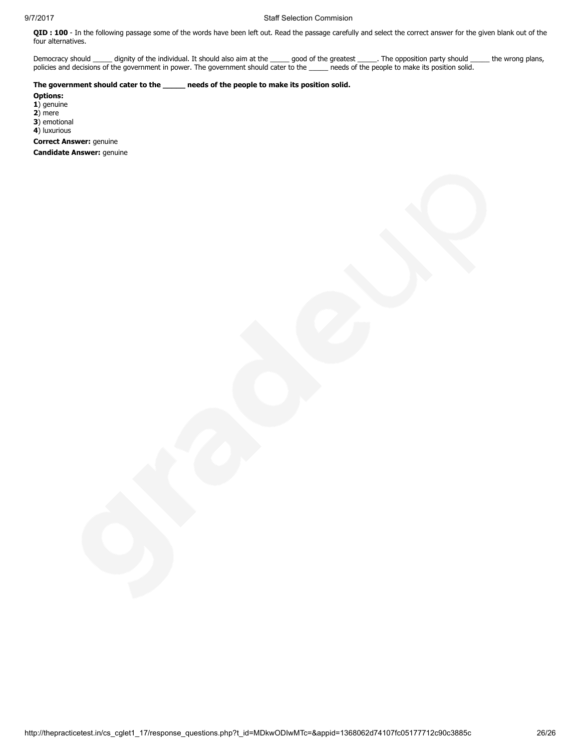**QID : 100** - In the following passage some of the words have been left out. Read the passage carefully and select the correct answer for the given blank out of the four alternatives.

Democracy should _____ dignity of the individual. It should also aim at the _____ good of the greatest _____. The opposition party should _____ the wrong plans, policies and decisions of the government in power. The government should cater to the _____ needs of the people to make its position solid.

**The government should cater to the _____ needs of the people to make its position solid.**

**Options:**
**1**) genuine
**2**) mere
**3**) emotional
**4**) luxurious

**Correct Answer:** genuine

**Candidate Answer:** genuine